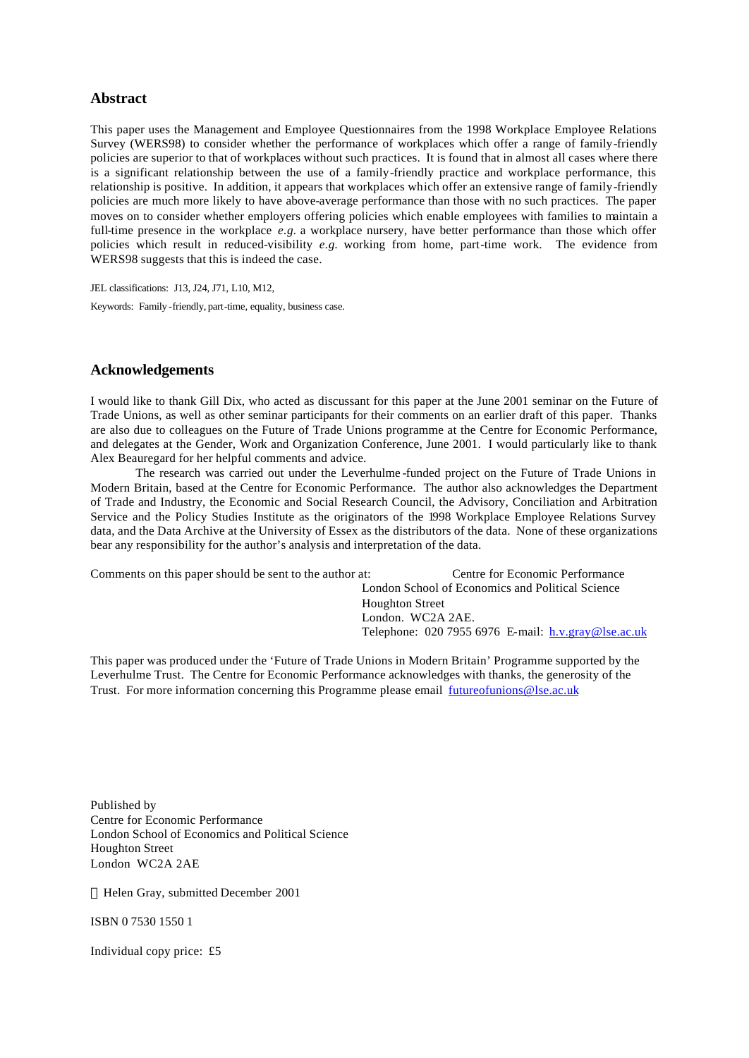## Abstract

This paper uses the Management and Employee Questionnaires from the 1998 Workplace Employee Relations Survey (WERS98) to consider whether the performance of workplaces which offer a range of family-friendly policies are superior to that of workplaces without such practices. It is found that in almost all cases where there is a significant relationship between the use of a family-friendly practice and workplace performance, this relationship is positive. In addition, it appears that workplaces which offer an extensive range of family-friendly policies are much more likely to have above-average performance than those with no such practices. The paper moves on to consider whether employers offering policies which enable employees with families to maintain a full-time presence in the workplace *e.g.* a workplace nursery, have better performance than those which offer policies which result in reduced-visibility *e.g.* working from home, part-time work. The evidence from WERS98 suggests that this is indeed the case.

JEL classifications: J13, J24, J71, L10, M12,

Keywords: Family-friendly, part-time, equality, business case.

## Acknowledgements

I would like to thank Gill Dix, who acted as discussant for this paper at the June 2001 seminar on the Future of Trade Unions, as well as other seminar participants for their comments on an earlier draft of this paper. Thanks are also due to colleagues on the Future of Trade Unions programme at the Centre for Economic Performance, and delegates at the Gender, Work and Organization Conference, June 2001. I would particularly like to thank Alex Beauregard for her helpful comments and advice.

The research was carried out under the Leverhulme-funded project on the Future of Trade Unions in Modern Britain, based at the Centre for Economic Performance. The author also acknowledges the Department of Trade and Industry, the Economic and Social Research Council, the Advisory, Conciliation and Arbitration Service and the Policy Studies Institute as the originators of the 1998 Workplace Employee Relations Survey data, and the Data Archive at the University of Essex as the distributors of the data. None of these organizations bear any responsibility for the author's analysis and interpretation of the data.

Comments on this paper should be sent to the author at:
Centre for Economic Performance
London School of Economics and Political Science
Houghton Street
London. WC2A 2AE.
Telephone: 020 7955 6976 E-mail: h.v.gray@lse.ac.uk

This paper was produced under the 'Future of Trade Unions in Modern Britain' Programme supported by the Leverhulme Trust. The Centre for Economic Performance acknowledges with thanks, the generosity of the Trust. For more information concerning this Programme please email futureofunions@lse.ac.uk

Published by
Centre for Economic Performance
London School of Economics and Political Science
Houghton Street
London WC2A 2AE

© Helen Gray, submitted December 2001

ISBN 0 7530 1550 1

Individual copy price: £5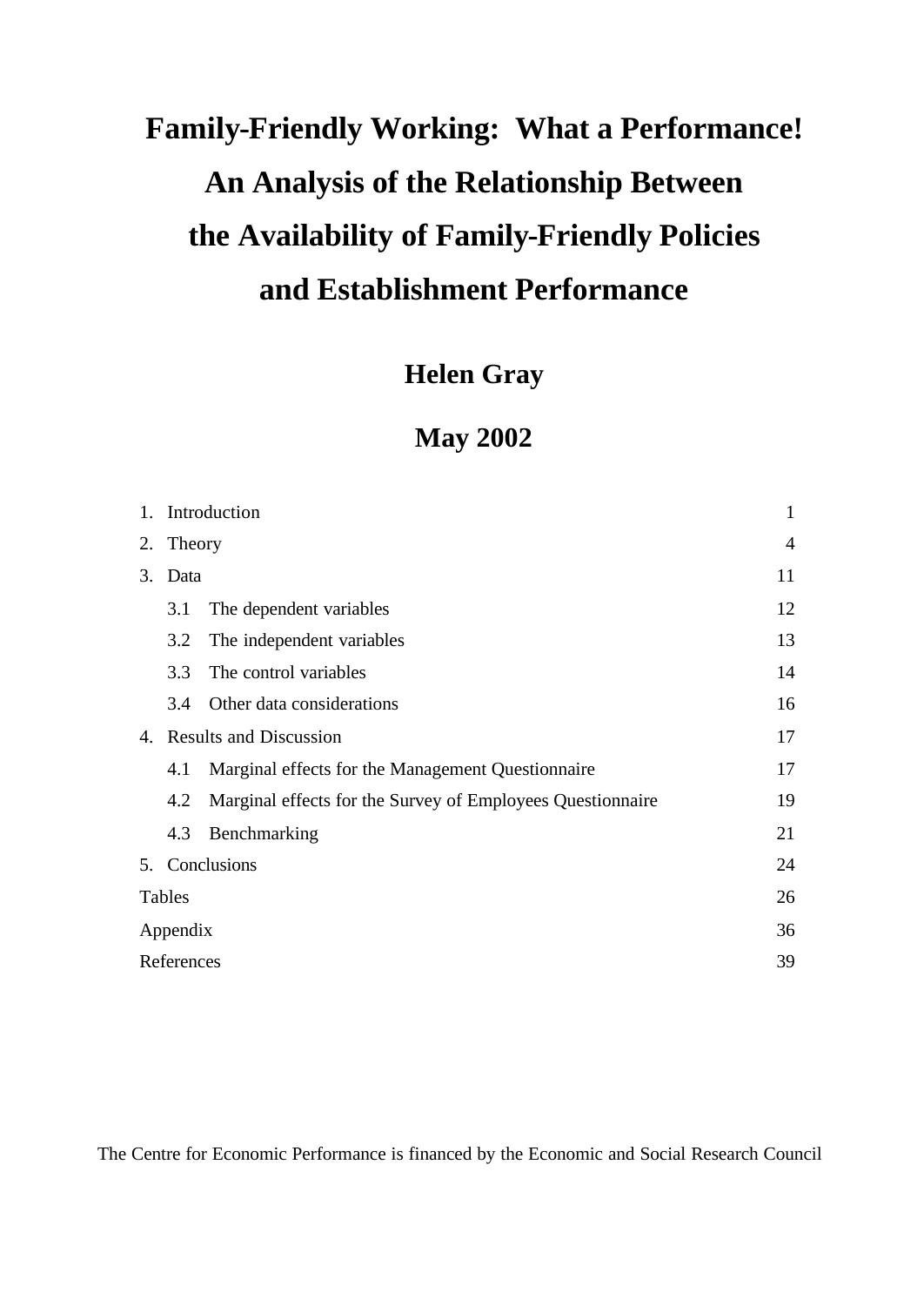# Family-Friendly Working: What a Performance! An Analysis of the Relationship Between the Availability of Family-Friendly Policies and Establishment Performance

## Helen Gray

## May 2002

| | |
|---|---|
| 1. Introduction | 1 |
| 2. Theory | 4 |
| 3. Data | 11 |
| 3.1 The dependent variables | 12 |
| 3.2 The independent variables | 13 |
| 3.3 The control variables | 14 |
| 3.4 Other data considerations | 16 |
| 4. Results and Discussion | 17 |
| 4.1 Marginal effects for the Management Questionnaire | 17 |
| 4.2 Marginal effects for the Survey of Employees Questionnaire | 19 |
| 4.3 Benchmarking | 21 |
| 5. Conclusions | 24 |
| Tables | 26 |
| Appendix | 36 |
| References | 39 |

The Centre for Economic Performance is financed by the Economic and Social Research Council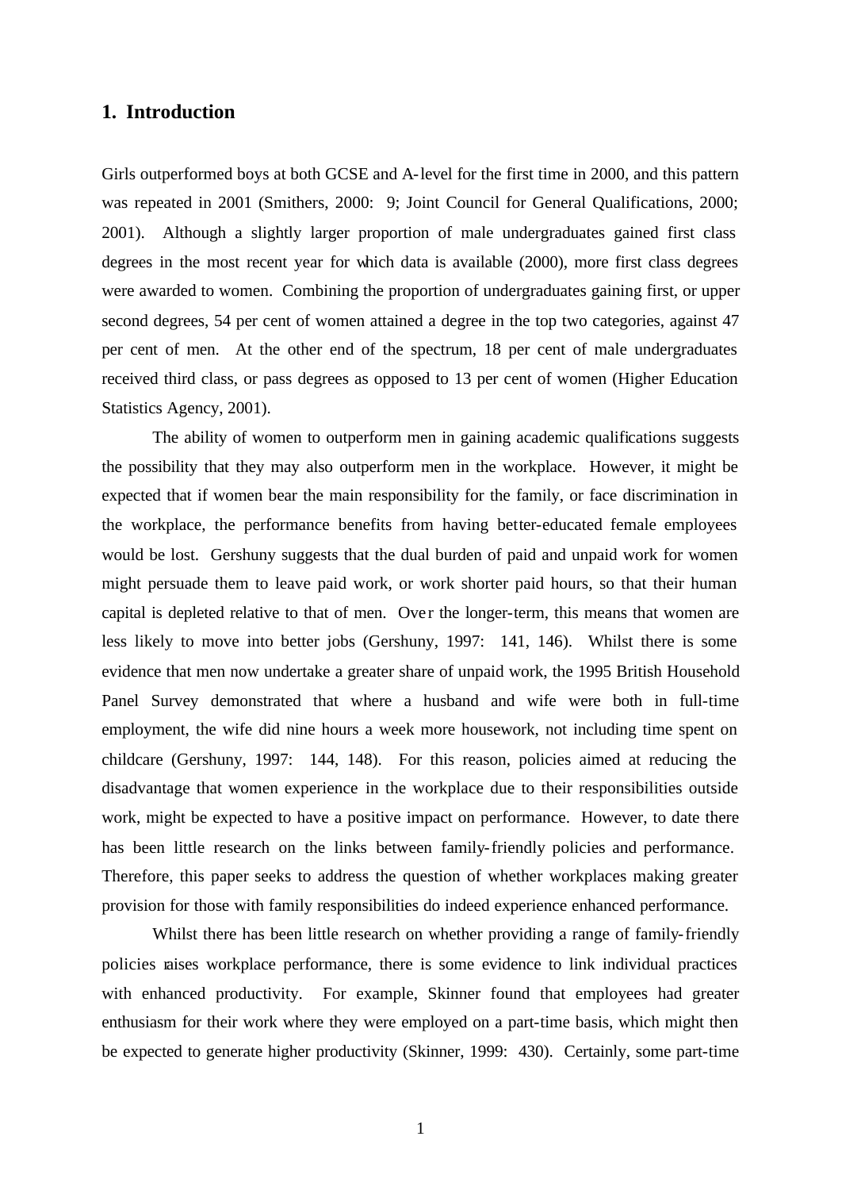## 1. Introduction

Girls outperformed boys at both GCSE and A-level for the first time in 2000, and this pattern was repeated in 2001 (Smithers, 2000: 9; Joint Council for General Qualifications, 2000; 2001). Although a slightly larger proportion of male undergraduates gained first class degrees in the most recent year for which data is available (2000), more first class degrees were awarded to women. Combining the proportion of undergraduates gaining first, or upper second degrees, 54 per cent of women attained a degree in the top two categories, against 47 per cent of men. At the other end of the spectrum, 18 per cent of male undergraduates received third class, or pass degrees as opposed to 13 per cent of women (Higher Education Statistics Agency, 2001).

The ability of women to outperform men in gaining academic qualifications suggests the possibility that they may also outperform men in the workplace. However, it might be expected that if women bear the main responsibility for the family, or face discrimination in the workplace, the performance benefits from having better-educated female employees would be lost. Gershuny suggests that the dual burden of paid and unpaid work for women might persuade them to leave paid work, or work shorter paid hours, so that their human capital is depleted relative to that of men. Over the longer-term, this means that women are less likely to move into better jobs (Gershuny, 1997: 141, 146). Whilst there is some evidence that men now undertake a greater share of unpaid work, the 1995 British Household Panel Survey demonstrated that where a husband and wife were both in full-time employment, the wife did nine hours a week more housework, not including time spent on childcare (Gershuny, 1997: 144, 148). For this reason, policies aimed at reducing the disadvantage that women experience in the workplace due to their responsibilities outside work, might be expected to have a positive impact on performance. However, to date there has been little research on the links between family-friendly policies and performance. Therefore, this paper seeks to address the question of whether workplaces making greater provision for those with family responsibilities do indeed experience enhanced performance.

Whilst there has been little research on whether providing a range of family-friendly policies raises workplace performance, there is some evidence to link individual practices with enhanced productivity. For example, Skinner found that employees had greater enthusiasm for their work where they were employed on a part-time basis, which might then be expected to generate higher productivity (Skinner, 1999: 430). Certainly, some part-time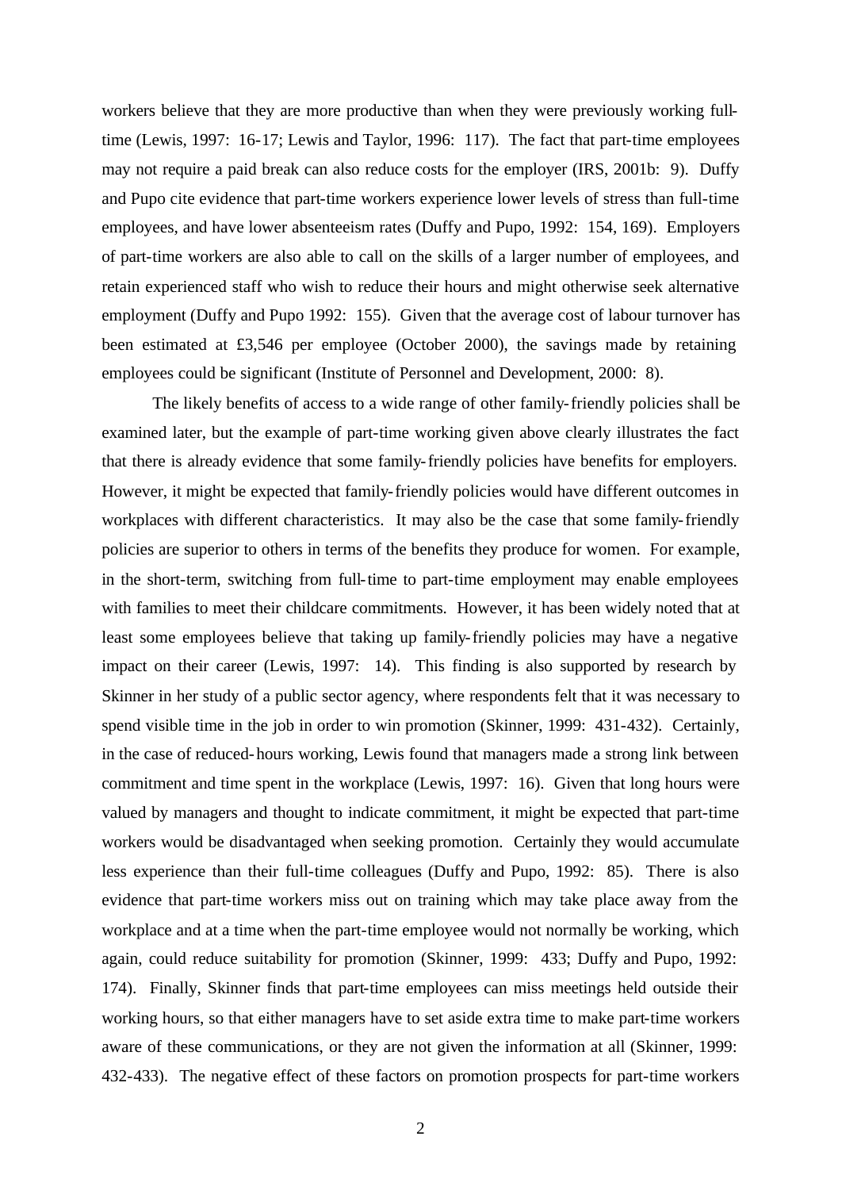workers believe that they are more productive than when they were previously working full-time (Lewis, 1997: 16-17; Lewis and Taylor, 1996: 117). The fact that part-time employees may not require a paid break can also reduce costs for the employer (IRS, 2001b: 9). Duffy and Pupo cite evidence that part-time workers experience lower levels of stress than full-time employees, and have lower absenteeism rates (Duffy and Pupo, 1992: 154, 169). Employers of part-time workers are also able to call on the skills of a larger number of employees, and retain experienced staff who wish to reduce their hours and might otherwise seek alternative employment (Duffy and Pupo 1992: 155). Given that the average cost of labour turnover has been estimated at £3,546 per employee (October 2000), the savings made by retaining employees could be significant (Institute of Personnel and Development, 2000: 8).

The likely benefits of access to a wide range of other family-friendly policies shall be examined later, but the example of part-time working given above clearly illustrates the fact that there is already evidence that some family-friendly policies have benefits for employers. However, it might be expected that family-friendly policies would have different outcomes in workplaces with different characteristics. It may also be the case that some family-friendly policies are superior to others in terms of the benefits they produce for women. For example, in the short-term, switching from full-time to part-time employment may enable employees with families to meet their childcare commitments. However, it has been widely noted that at least some employees believe that taking up family-friendly policies may have a negative impact on their career (Lewis, 1997: 14). This finding is also supported by research by Skinner in her study of a public sector agency, where respondents felt that it was necessary to spend visible time in the job in order to win promotion (Skinner, 1999: 431-432). Certainly, in the case of reduced-hours working, Lewis found that managers made a strong link between commitment and time spent in the workplace (Lewis, 1997: 16). Given that long hours were valued by managers and thought to indicate commitment, it might be expected that part-time workers would be disadvantaged when seeking promotion. Certainly they would accumulate less experience than their full-time colleagues (Duffy and Pupo, 1992: 85). There is also evidence that part-time workers miss out on training which may take place away from the workplace and at a time when the part-time employee would not normally be working, which again, could reduce suitability for promotion (Skinner, 1999: 433; Duffy and Pupo, 1992: 174). Finally, Skinner finds that part-time employees can miss meetings held outside their working hours, so that either managers have to set aside extra time to make part-time workers aware of these communications, or they are not given the information at all (Skinner, 1999: 432-433). The negative effect of these factors on promotion prospects for part-time workers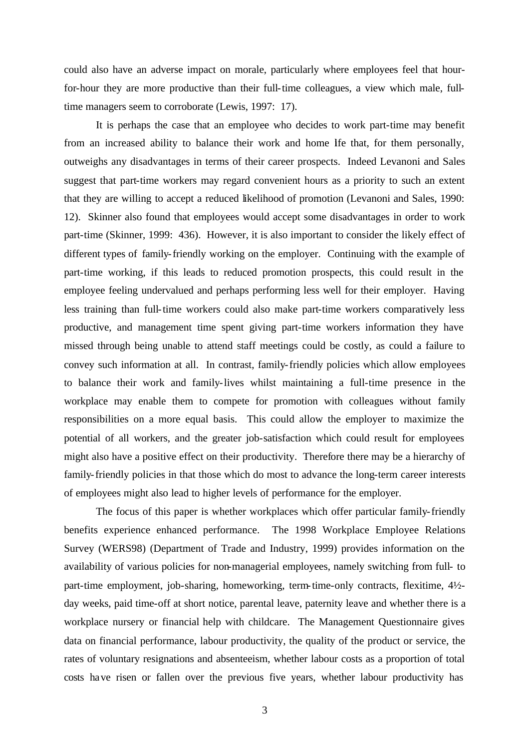could also have an adverse impact on morale, particularly where employees feel that hour-for-hour they are more productive than their full-time colleagues, a view which male, full-time managers seem to corroborate (Lewis, 1997: 17).

It is perhaps the case that an employee who decides to work part-time may benefit from an increased ability to balance their work and home life that, for them personally, outweighs any disadvantages in terms of their career prospects. Indeed Levanoni and Sales suggest that part-time workers may regard convenient hours as a priority to such an extent that they are willing to accept a reduced likelihood of promotion (Levanoni and Sales, 1990: 12). Skinner also found that employees would accept some disadvantages in order to work part-time (Skinner, 1999: 436). However, it is also important to consider the likely effect of different types of family-friendly working on the employer. Continuing with the example of part-time working, if this leads to reduced promotion prospects, this could result in the employee feeling undervalued and perhaps performing less well for their employer. Having less training than full-time workers could also make part-time workers comparatively less productive, and management time spent giving part-time workers information they have missed through being unable to attend staff meetings could be costly, as could a failure to convey such information at all. In contrast, family-friendly policies which allow employees to balance their work and family-lives whilst maintaining a full-time presence in the workplace may enable them to compete for promotion with colleagues without family responsibilities on a more equal basis. This could allow the employer to maximize the potential of all workers, and the greater job-satisfaction which could result for employees might also have a positive effect on their productivity. Therefore there may be a hierarchy of family-friendly policies in that those which do most to advance the long-term career interests of employees might also lead to higher levels of performance for the employer.

The focus of this paper is whether workplaces which offer particular family-friendly benefits experience enhanced performance. The 1998 Workplace Employee Relations Survey (WERS98) (Department of Trade and Industry, 1999) provides information on the availability of various policies for non-managerial employees, namely switching from full- to part-time employment, job-sharing, homeworking, term-time-only contracts, flexitime, 4½-day weeks, paid time-off at short notice, parental leave, paternity leave and whether there is a workplace nursery or financial help with childcare. The Management Questionnaire gives data on financial performance, labour productivity, the quality of the product or service, the rates of voluntary resignations and absenteeism, whether labour costs as a proportion of total costs have risen or fallen over the previous five years, whether labour productivity has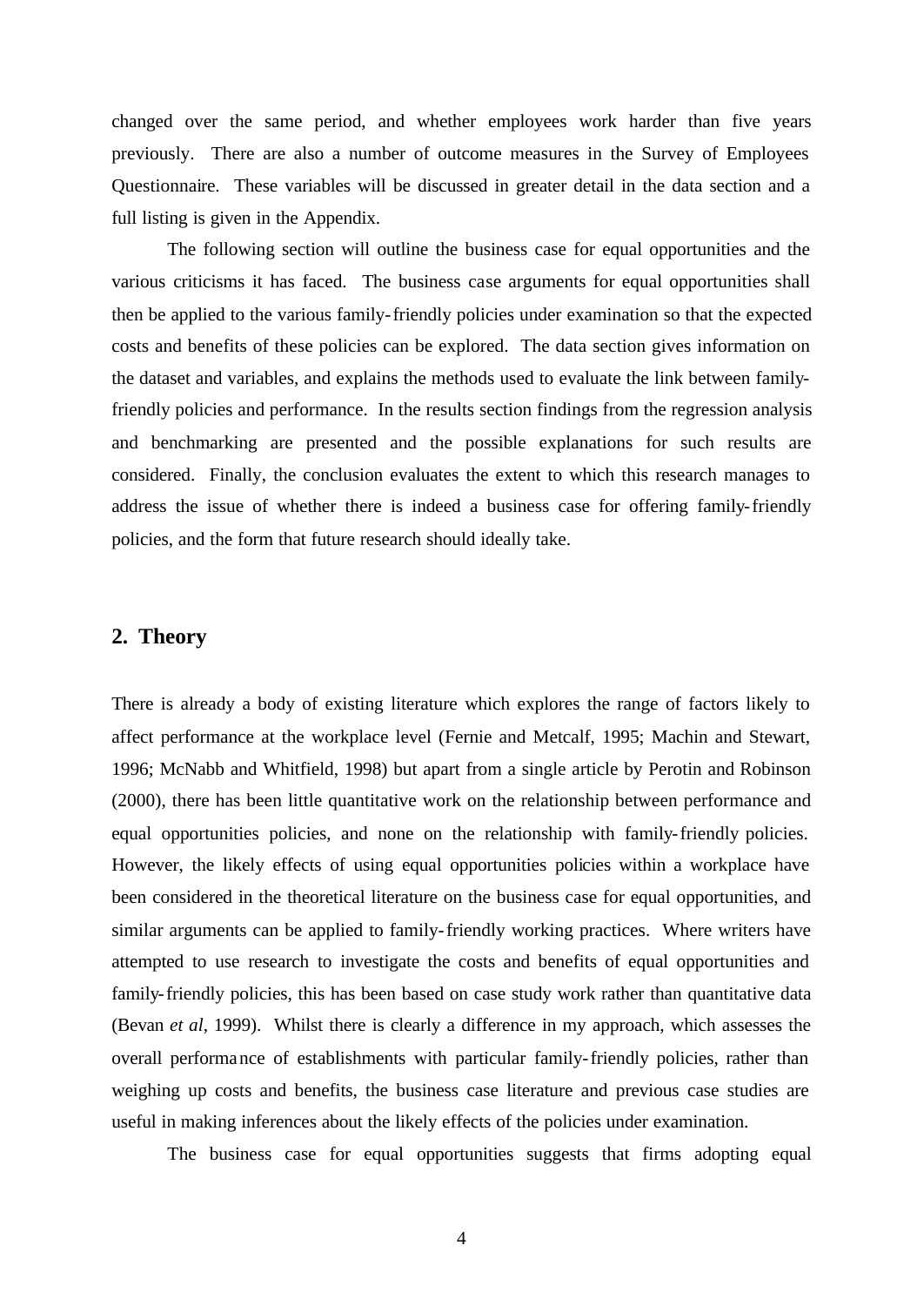changed over the same period, and whether employees work harder than five years previously. There are also a number of outcome measures in the Survey of Employees Questionnaire. These variables will be discussed in greater detail in the data section and a full listing is given in the Appendix.

The following section will outline the business case for equal opportunities and the various criticisms it has faced. The business case arguments for equal opportunities shall then be applied to the various family-friendly policies under examination so that the expected costs and benefits of these policies can be explored. The data section gives information on the dataset and variables, and explains the methods used to evaluate the link between family-friendly policies and performance. In the results section findings from the regression analysis and benchmarking are presented and the possible explanations for such results are considered. Finally, the conclusion evaluates the extent to which this research manages to address the issue of whether there is indeed a business case for offering family-friendly policies, and the form that future research should ideally take.

## 2. Theory

There is already a body of existing literature which explores the range of factors likely to affect performance at the workplace level (Fernie and Metcalf, 1995; Machin and Stewart, 1996; McNabb and Whitfield, 1998) but apart from a single article by Perotin and Robinson (2000), there has been little quantitative work on the relationship between performance and equal opportunities policies, and none on the relationship with family-friendly policies. However, the likely effects of using equal opportunities policies within a workplace have been considered in the theoretical literature on the business case for equal opportunities, and similar arguments can be applied to family-friendly working practices. Where writers have attempted to use research to investigate the costs and benefits of equal opportunities and family-friendly policies, this has been based on case study work rather than quantitative data (Bevan *et al*, 1999). Whilst there is clearly a difference in my approach, which assesses the overall performance of establishments with particular family-friendly policies, rather than weighing up costs and benefits, the business case literature and previous case studies are useful in making inferences about the likely effects of the policies under examination.

The business case for equal opportunities suggests that firms adopting equal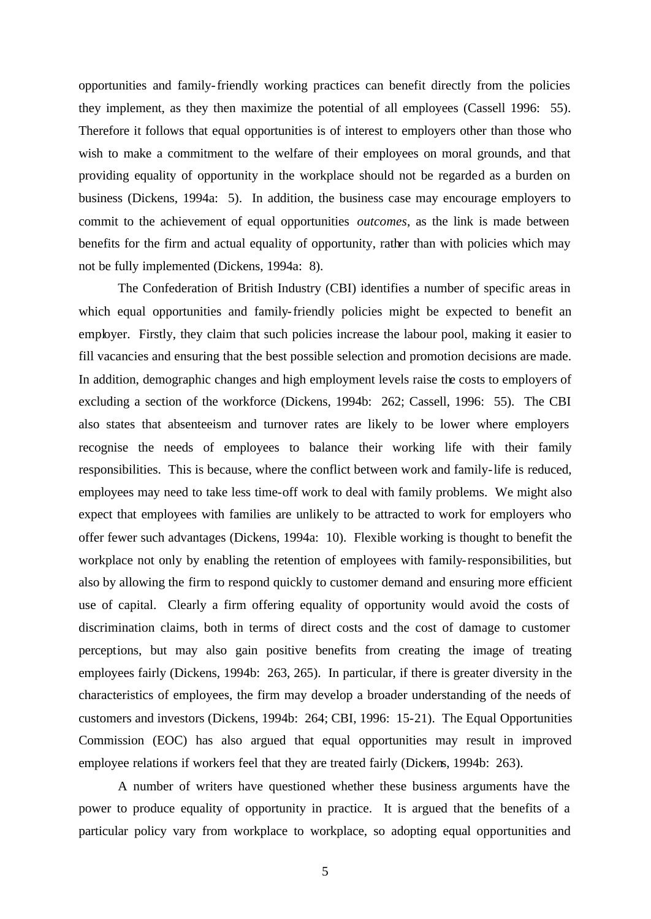opportunities and family-friendly working practices can benefit directly from the policies they implement, as they then maximize the potential of all employees (Cassell 1996: 55). Therefore it follows that equal opportunities is of interest to employers other than those who wish to make a commitment to the welfare of their employees on moral grounds, and that providing equality of opportunity in the workplace should not be regarded as a burden on business (Dickens, 1994a: 5). In addition, the business case may encourage employers to commit to the achievement of equal opportunities *outcomes*, as the link is made between benefits for the firm and actual equality of opportunity, rather than with policies which may not be fully implemented (Dickens, 1994a: 8).

The Confederation of British Industry (CBI) identifies a number of specific areas in which equal opportunities and family-friendly policies might be expected to benefit an employer. Firstly, they claim that such policies increase the labour pool, making it easier to fill vacancies and ensuring that the best possible selection and promotion decisions are made. In addition, demographic changes and high employment levels raise the costs to employers of excluding a section of the workforce (Dickens, 1994b: 262; Cassell, 1996: 55). The CBI also states that absenteeism and turnover rates are likely to be lower where employers recognise the needs of employees to balance their working life with their family responsibilities. This is because, where the conflict between work and family-life is reduced, employees may need to take less time-off work to deal with family problems. We might also expect that employees with families are unlikely to be attracted to work for employers who offer fewer such advantages (Dickens, 1994a: 10). Flexible working is thought to benefit the workplace not only by enabling the retention of employees with family-responsibilities, but also by allowing the firm to respond quickly to customer demand and ensuring more efficient use of capital. Clearly a firm offering equality of opportunity would avoid the costs of discrimination claims, both in terms of direct costs and the cost of damage to customer perceptions, but may also gain positive benefits from creating the image of treating employees fairly (Dickens, 1994b: 263, 265). In particular, if there is greater diversity in the characteristics of employees, the firm may develop a broader understanding of the needs of customers and investors (Dickens, 1994b: 264; CBI, 1996: 15-21). The Equal Opportunities Commission (EOC) has also argued that equal opportunities may result in improved employee relations if workers feel that they are treated fairly (Dickens, 1994b: 263).

A number of writers have questioned whether these business arguments have the power to produce equality of opportunity in practice. It is argued that the benefits of a particular policy vary from workplace to workplace, so adopting equal opportunities and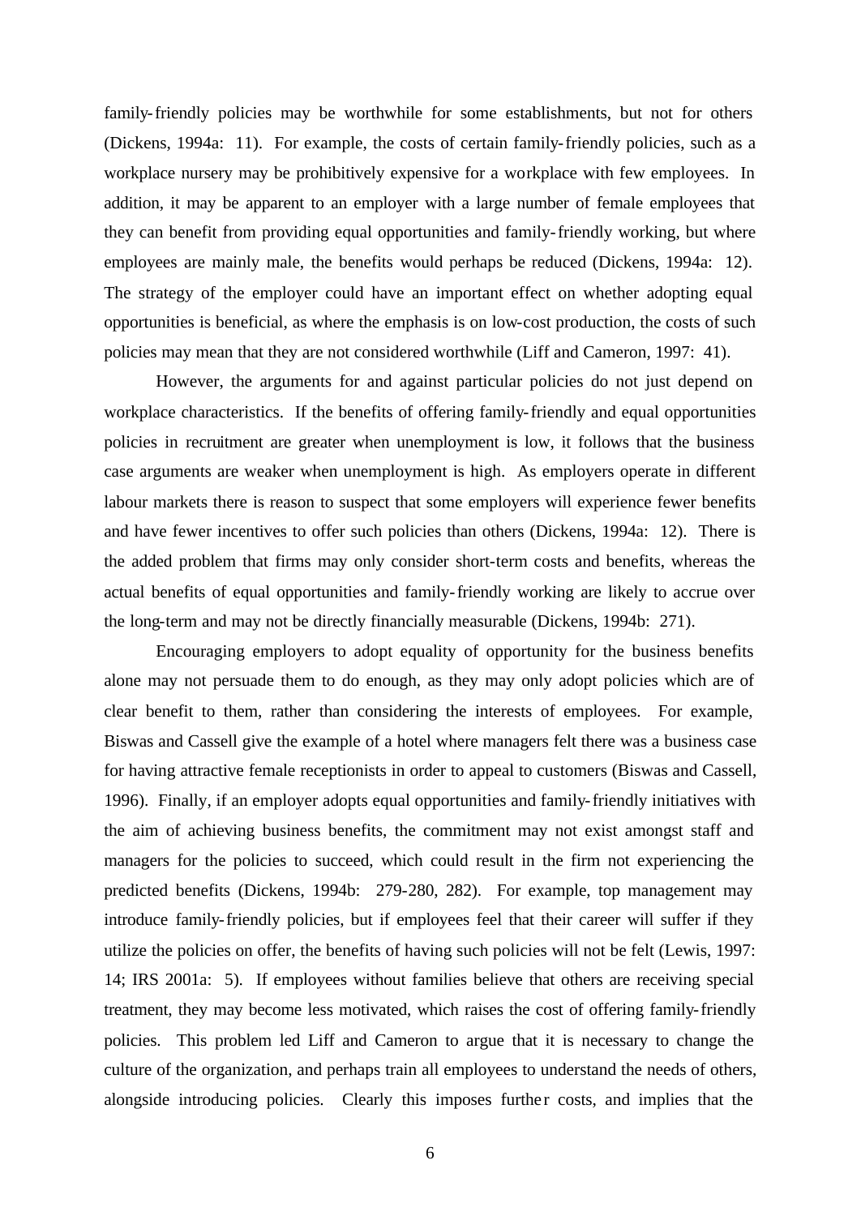family-friendly policies may be worthwhile for some establishments, but not for others (Dickens, 1994a: 11). For example, the costs of certain family-friendly policies, such as a workplace nursery may be prohibitively expensive for a workplace with few employees. In addition, it may be apparent to an employer with a large number of female employees that they can benefit from providing equal opportunities and family-friendly working, but where employees are mainly male, the benefits would perhaps be reduced (Dickens, 1994a: 12). The strategy of the employer could have an important effect on whether adopting equal opportunities is beneficial, as where the emphasis is on low-cost production, the costs of such policies may mean that they are not considered worthwhile (Liff and Cameron, 1997: 41).

However, the arguments for and against particular policies do not just depend on workplace characteristics. If the benefits of offering family-friendly and equal opportunities policies in recruitment are greater when unemployment is low, it follows that the business case arguments are weaker when unemployment is high. As employers operate in different labour markets there is reason to suspect that some employers will experience fewer benefits and have fewer incentives to offer such policies than others (Dickens, 1994a: 12). There is the added problem that firms may only consider short-term costs and benefits, whereas the actual benefits of equal opportunities and family-friendly working are likely to accrue over the long-term and may not be directly financially measurable (Dickens, 1994b: 271).

Encouraging employers to adopt equality of opportunity for the business benefits alone may not persuade them to do enough, as they may only adopt policies which are of clear benefit to them, rather than considering the interests of employees. For example, Biswas and Cassell give the example of a hotel where managers felt there was a business case for having attractive female receptionists in order to appeal to customers (Biswas and Cassell, 1996). Finally, if an employer adopts equal opportunities and family-friendly initiatives with the aim of achieving business benefits, the commitment may not exist amongst staff and managers for the policies to succeed, which could result in the firm not experiencing the predicted benefits (Dickens, 1994b: 279-280, 282). For example, top management may introduce family-friendly policies, but if employees feel that their career will suffer if they utilize the policies on offer, the benefits of having such policies will not be felt (Lewis, 1997: 14; IRS 2001a: 5). If employees without families believe that others are receiving special treatment, they may become less motivated, which raises the cost of offering family-friendly policies. This problem led Liff and Cameron to argue that it is necessary to change the culture of the organization, and perhaps train all employees to understand the needs of others, alongside introducing policies. Clearly this imposes further costs, and implies that the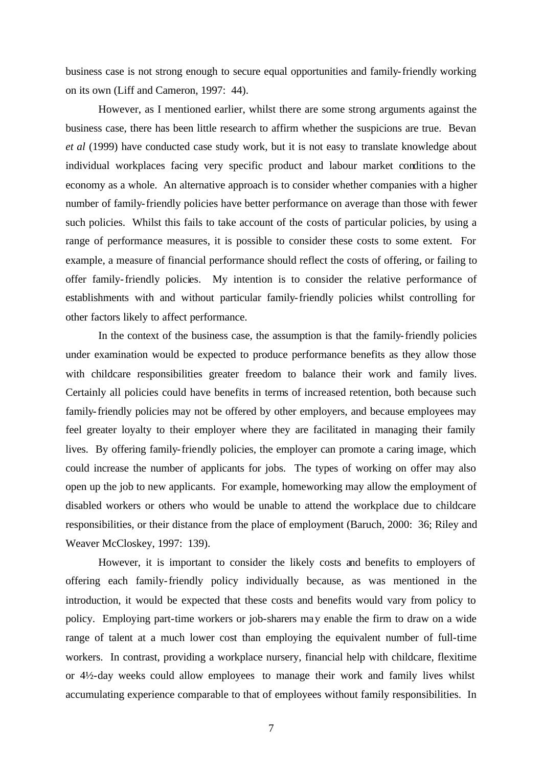business case is not strong enough to secure equal opportunities and family-friendly working on its own (Liff and Cameron, 1997: 44).

However, as I mentioned earlier, whilst there are some strong arguments against the business case, there has been little research to affirm whether the suspicions are true. Bevan *et al* (1999) have conducted case study work, but it is not easy to translate knowledge about individual workplaces facing very specific product and labour market conditions to the economy as a whole. An alternative approach is to consider whether companies with a higher number of family-friendly policies have better performance on average than those with fewer such policies. Whilst this fails to take account of the costs of particular policies, by using a range of performance measures, it is possible to consider these costs to some extent. For example, a measure of financial performance should reflect the costs of offering, or failing to offer family-friendly policies. My intention is to consider the relative performance of establishments with and without particular family-friendly policies whilst controlling for other factors likely to affect performance.

In the context of the business case, the assumption is that the family-friendly policies under examination would be expected to produce performance benefits as they allow those with childcare responsibilities greater freedom to balance their work and family lives. Certainly all policies could have benefits in terms of increased retention, both because such family-friendly policies may not be offered by other employers, and because employees may feel greater loyalty to their employer where they are facilitated in managing their family lives. By offering family-friendly policies, the employer can promote a caring image, which could increase the number of applicants for jobs. The types of working on offer may also open up the job to new applicants. For example, homeworking may allow the employment of disabled workers or others who would be unable to attend the workplace due to childcare responsibilities, or their distance from the place of employment (Baruch, 2000: 36; Riley and Weaver McCloskey, 1997: 139).

However, it is important to consider the likely costs and benefits to employers of offering each family-friendly policy individually because, as was mentioned in the introduction, it would be expected that these costs and benefits would vary from policy to policy. Employing part-time workers or job-sharers may enable the firm to draw on a wide range of talent at a much lower cost than employing the equivalent number of full-time workers. In contrast, providing a workplace nursery, financial help with childcare, flexitime or 4½-day weeks could allow employees to manage their work and family lives whilst accumulating experience comparable to that of employees without family responsibilities. In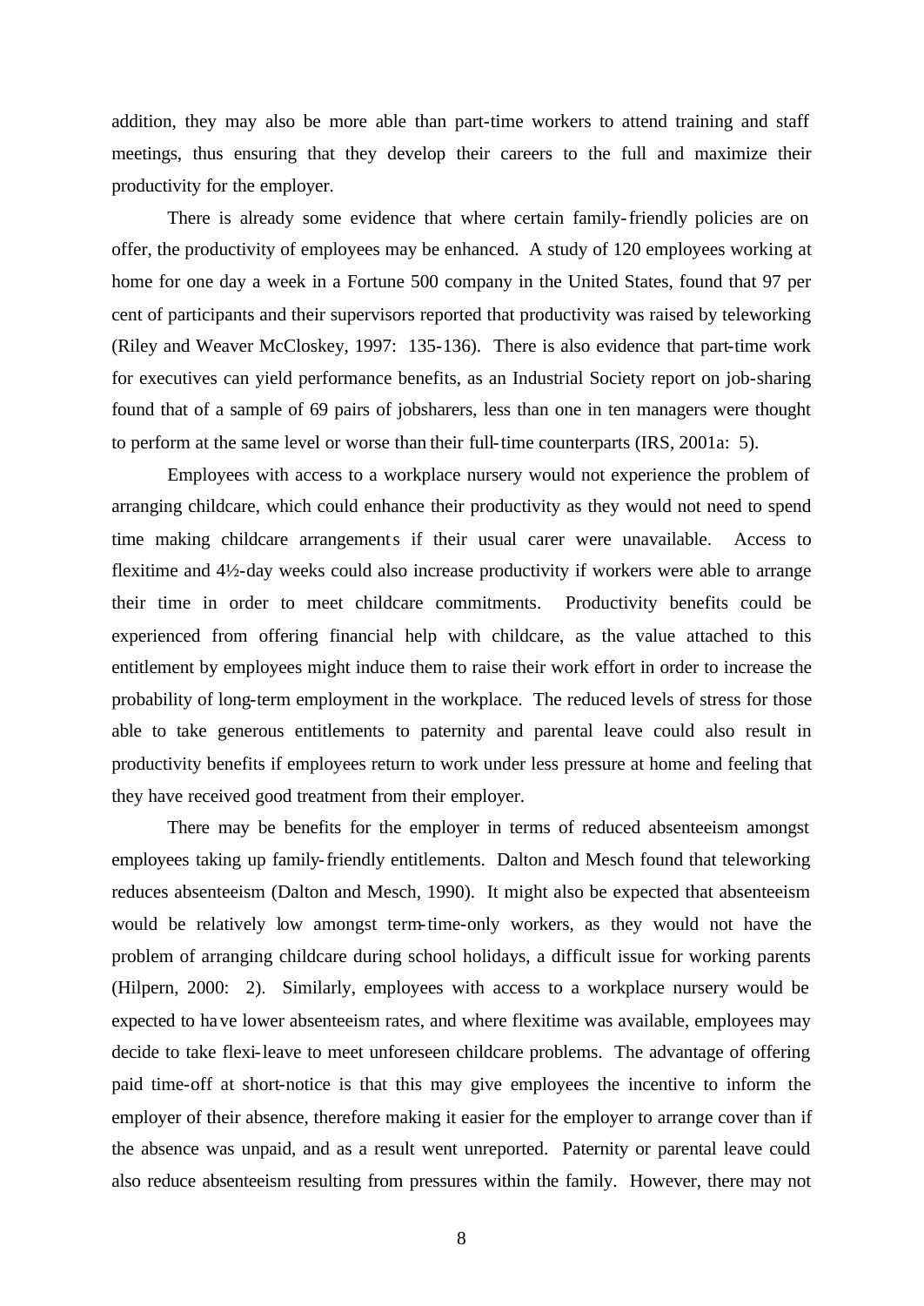addition, they may also be more able than part-time workers to attend training and staff meetings, thus ensuring that they develop their careers to the full and maximize their productivity for the employer.

There is already some evidence that where certain family-friendly policies are on offer, the productivity of employees may be enhanced. A study of 120 employees working at home for one day a week in a Fortune 500 company in the United States, found that 97 per cent of participants and their supervisors reported that productivity was raised by teleworking (Riley and Weaver McCloskey, 1997: 135-136). There is also evidence that part-time work for executives can yield performance benefits, as an Industrial Society report on job-sharing found that of a sample of 69 pairs of jobsharers, less than one in ten managers were thought to perform at the same level or worse than their full-time counterparts (IRS, 2001a: 5).

Employees with access to a workplace nursery would not experience the problem of arranging childcare, which could enhance their productivity as they would not need to spend time making childcare arrangements if their usual carer were unavailable. Access to flexitime and 4½-day weeks could also increase productivity if workers were able to arrange their time in order to meet childcare commitments. Productivity benefits could be experienced from offering financial help with childcare, as the value attached to this entitlement by employees might induce them to raise their work effort in order to increase the probability of long-term employment in the workplace. The reduced levels of stress for those able to take generous entitlements to paternity and parental leave could also result in productivity benefits if employees return to work under less pressure at home and feeling that they have received good treatment from their employer.

There may be benefits for the employer in terms of reduced absenteeism amongst employees taking up family-friendly entitlements. Dalton and Mesch found that teleworking reduces absenteeism (Dalton and Mesch, 1990). It might also be expected that absenteeism would be relatively low amongst term-time-only workers, as they would not have the problem of arranging childcare during school holidays, a difficult issue for working parents (Hilpern, 2000: 2). Similarly, employees with access to a workplace nursery would be expected to have lower absenteeism rates, and where flexitime was available, employees may decide to take flexi-leave to meet unforeseen childcare problems. The advantage of offering paid time-off at short-notice is that this may give employees the incentive to inform the employer of their absence, therefore making it easier for the employer to arrange cover than if the absence was unpaid, and as a result went unreported. Paternity or parental leave could also reduce absenteeism resulting from pressures within the family. However, there may not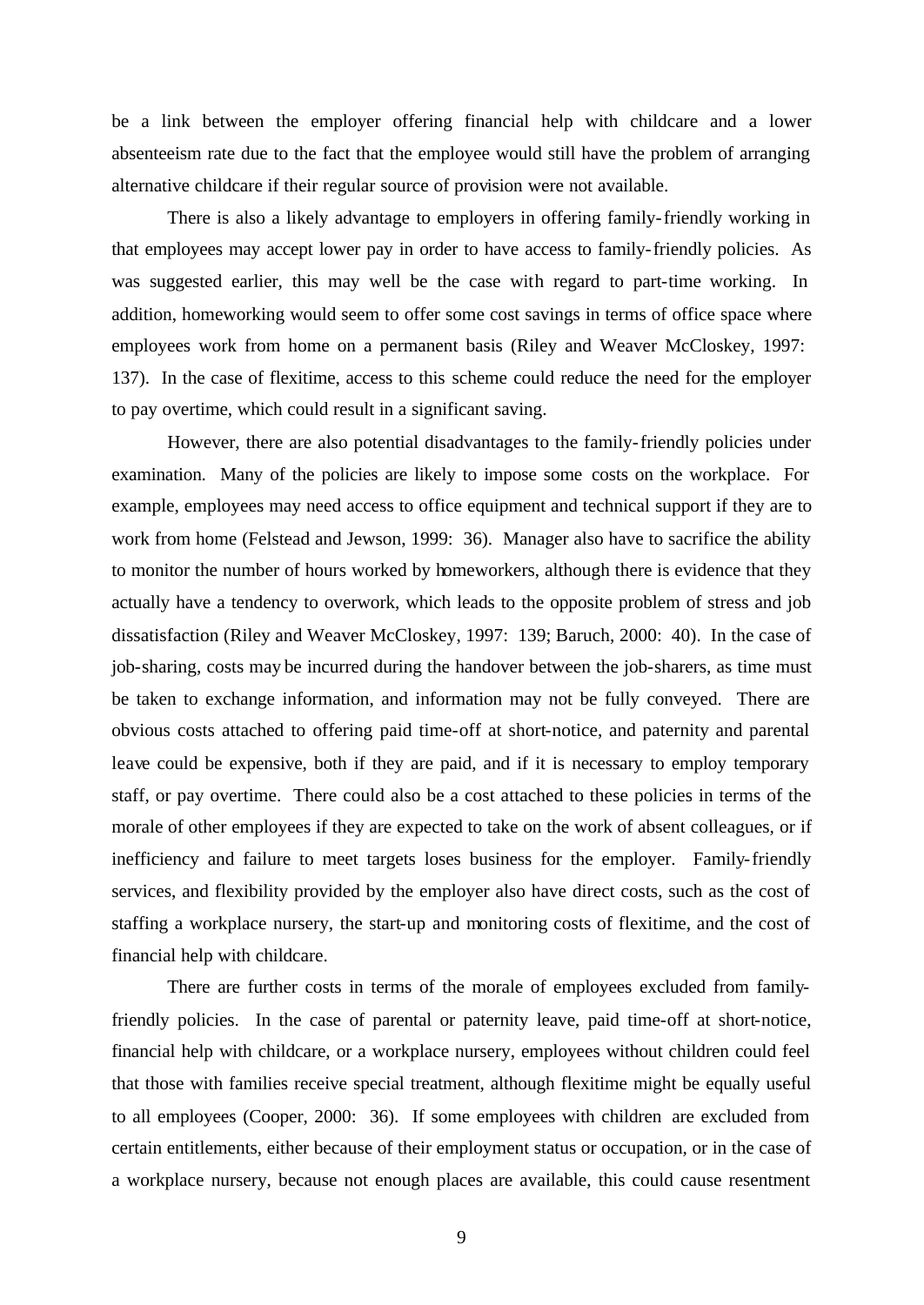be a link between the employer offering financial help with childcare and a lower absenteeism rate due to the fact that the employee would still have the problem of arranging alternative childcare if their regular source of provision were not available.

There is also a likely advantage to employers in offering family-friendly working in that employees may accept lower pay in order to have access to family-friendly policies. As was suggested earlier, this may well be the case with regard to part-time working. In addition, homeworking would seem to offer some cost savings in terms of office space where employees work from home on a permanent basis (Riley and Weaver McCloskey, 1997: 137). In the case of flexitime, access to this scheme could reduce the need for the employer to pay overtime, which could result in a significant saving.

However, there are also potential disadvantages to the family-friendly policies under examination. Many of the policies are likely to impose some costs on the workplace. For example, employees may need access to office equipment and technical support if they are to work from home (Felstead and Jewson, 1999: 36). Manager also have to sacrifice the ability to monitor the number of hours worked by homeworkers, although there is evidence that they actually have a tendency to overwork, which leads to the opposite problem of stress and job dissatisfaction (Riley and Weaver McCloskey, 1997: 139; Baruch, 2000: 40). In the case of job-sharing, costs may be incurred during the handover between the job-sharers, as time must be taken to exchange information, and information may not be fully conveyed. There are obvious costs attached to offering paid time-off at short-notice, and paternity and parental leave could be expensive, both if they are paid, and if it is necessary to employ temporary staff, or pay overtime. There could also be a cost attached to these policies in terms of the morale of other employees if they are expected to take on the work of absent colleagues, or if inefficiency and failure to meet targets loses business for the employer. Family-friendly services, and flexibility provided by the employer also have direct costs, such as the cost of staffing a workplace nursery, the start-up and monitoring costs of flexitime, and the cost of financial help with childcare.

There are further costs in terms of the morale of employees excluded from family-friendly policies. In the case of parental or paternity leave, paid time-off at short-notice, financial help with childcare, or a workplace nursery, employees without children could feel that those with families receive special treatment, although flexitime might be equally useful to all employees (Cooper, 2000: 36). If some employees with children are excluded from certain entitlements, either because of their employment status or occupation, or in the case of a workplace nursery, because not enough places are available, this could cause resentment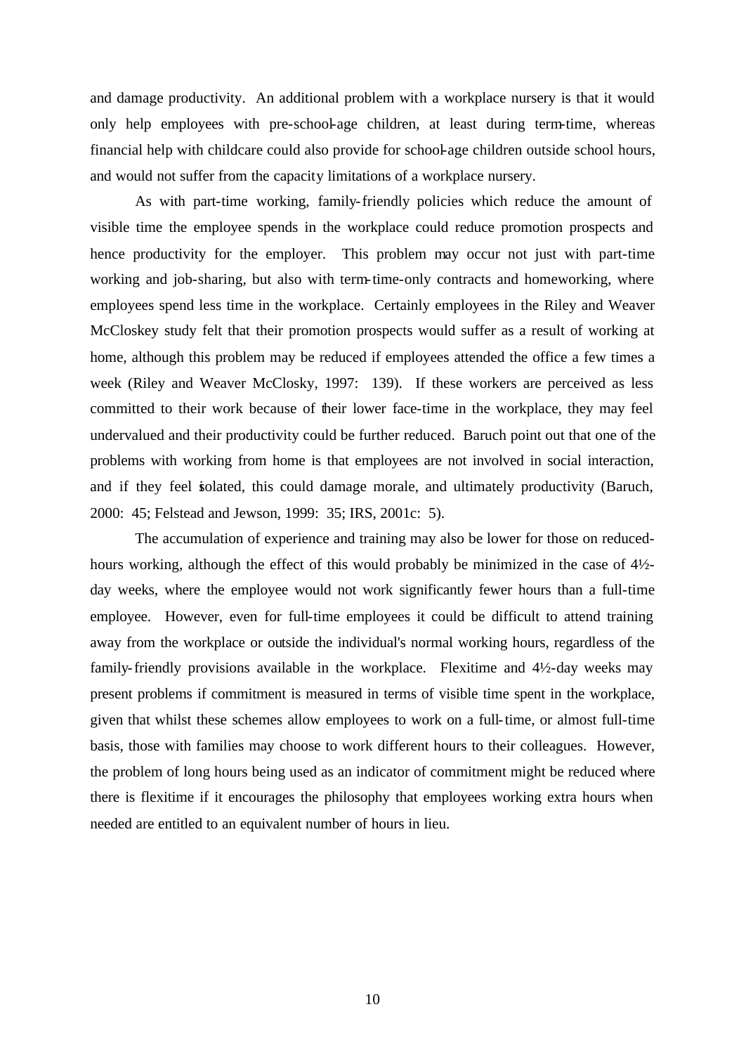and damage productivity. An additional problem with a workplace nursery is that it would only help employees with pre-school-age children, at least during term-time, whereas financial help with childcare could also provide for school-age children outside school hours, and would not suffer from the capacity limitations of a workplace nursery.

As with part-time working, family-friendly policies which reduce the amount of visible time the employee spends in the workplace could reduce promotion prospects and hence productivity for the employer. This problem may occur not just with part-time working and job-sharing, but also with term-time-only contracts and homeworking, where employees spend less time in the workplace. Certainly employees in the Riley and Weaver McCloskey study felt that their promotion prospects would suffer as a result of working at home, although this problem may be reduced if employees attended the office a few times a week (Riley and Weaver McClosky, 1997: 139). If these workers are perceived as less committed to their work because of their lower face-time in the workplace, they may feel undervalued and their productivity could be further reduced. Baruch point out that one of the problems with working from home is that employees are not involved in social interaction, and if they feel isolated, this could damage morale, and ultimately productivity (Baruch, 2000: 45; Felstead and Jewson, 1999: 35; IRS, 2001c: 5).

The accumulation of experience and training may also be lower for those on reduced-hours working, although the effect of this would probably be minimized in the case of 4½-day weeks, where the employee would not work significantly fewer hours than a full-time employee. However, even for full-time employees it could be difficult to attend training away from the workplace or outside the individual's normal working hours, regardless of the family-friendly provisions available in the workplace. Flexitime and 4½-day weeks may present problems if commitment is measured in terms of visible time spent in the workplace, given that whilst these schemes allow employees to work on a full-time, or almost full-time basis, those with families may choose to work different hours to their colleagues. However, the problem of long hours being used as an indicator of commitment might be reduced where there is flexitime if it encourages the philosophy that employees working extra hours when needed are entitled to an equivalent number of hours in lieu.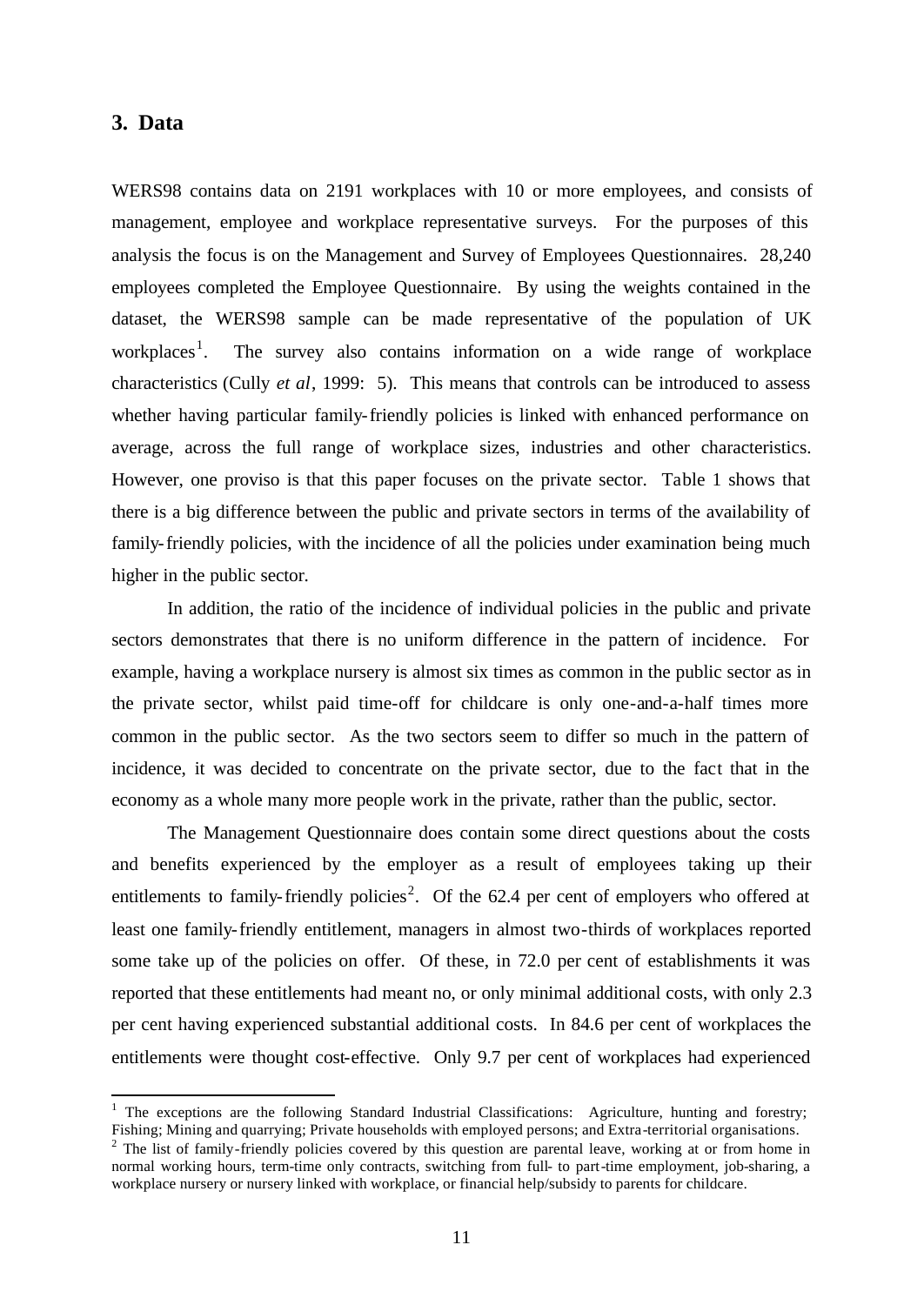## 3. Data

WERS98 contains data on 2191 workplaces with 10 or more employees, and consists of management, employee and workplace representative surveys. For the purposes of this analysis the focus is on the Management and Survey of Employees Questionnaires. 28,240 employees completed the Employee Questionnaire. By using the weights contained in the dataset, the WERS98 sample can be made representative of the population of UK workplaces[1]. The survey also contains information on a wide range of workplace characteristics (Cully *et al*, 1999: 5). This means that controls can be introduced to assess whether having particular family-friendly policies is linked with enhanced performance on average, across the full range of workplace sizes, industries and other characteristics. However, one proviso is that this paper focuses on the private sector. Table 1 shows that there is a big difference between the public and private sectors in terms of the availability of family-friendly policies, with the incidence of all the policies under examination being much higher in the public sector.

In addition, the ratio of the incidence of individual policies in the public and private sectors demonstrates that there is no uniform difference in the pattern of incidence. For example, having a workplace nursery is almost six times as common in the public sector as in the private sector, whilst paid time-off for childcare is only one-and-a-half times more common in the public sector. As the two sectors seem to differ so much in the pattern of incidence, it was decided to concentrate on the private sector, due to the fact that in the economy as a whole many more people work in the private, rather than the public, sector.

The Management Questionnaire does contain some direct questions about the costs and benefits experienced by the employer as a result of employees taking up their entitlements to family-friendly policies[2]. Of the 62.4 per cent of employers who offered at least one family-friendly entitlement, managers in almost two-thirds of workplaces reported some take up of the policies on offer. Of these, in 72.0 per cent of establishments it was reported that these entitlements had meant no, or only minimal additional costs, with only 2.3 per cent having experienced substantial additional costs. In 84.6 per cent of workplaces the entitlements were thought cost-effective. Only 9.7 per cent of workplaces had experienced

---

[1] The exceptions are the following Standard Industrial Classifications: Agriculture, hunting and forestry; Fishing; Mining and quarrying; Private households with employed persons; and Extra-territorial organisations.

[2] The list of family-friendly policies covered by this question are parental leave, working at or from home in normal working hours, term-time only contracts, switching from full- to part-time employment, job-sharing, a workplace nursery or nursery linked with workplace, or financial help/subsidy to parents for childcare.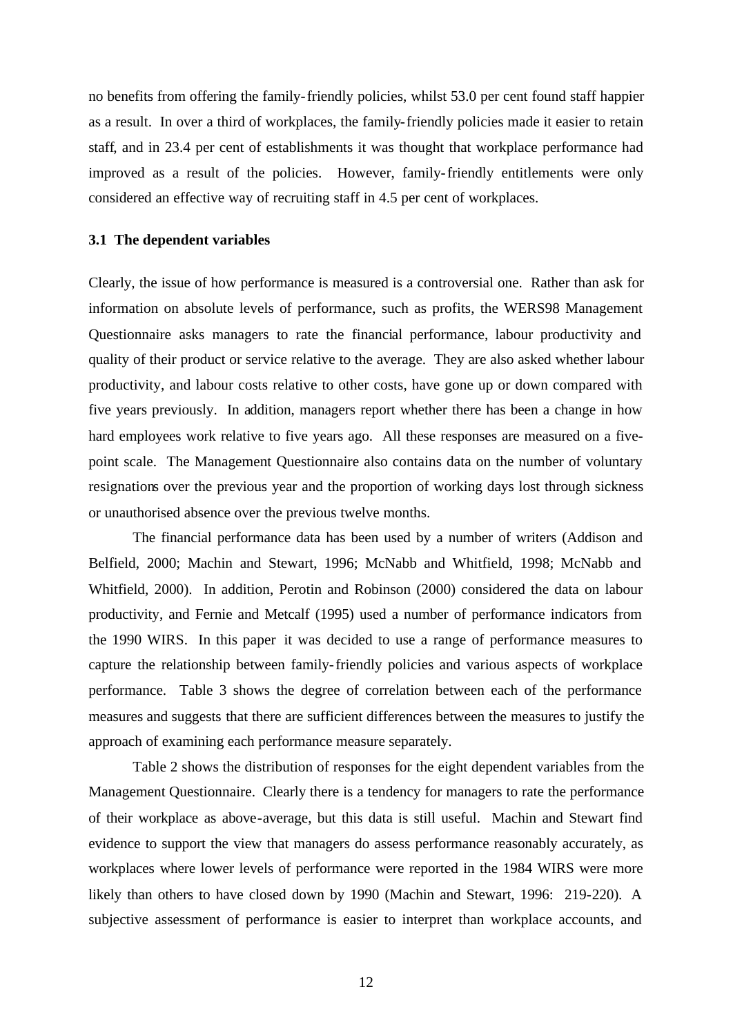no benefits from offering the family-friendly policies, whilst 53.0 per cent found staff happier as a result. In over a third of workplaces, the family-friendly policies made it easier to retain staff, and in 23.4 per cent of establishments it was thought that workplace performance had improved as a result of the policies. However, family-friendly entitlements were only considered an effective way of recruiting staff in 4.5 per cent of workplaces.

### 3.1 The dependent variables

Clearly, the issue of how performance is measured is a controversial one. Rather than ask for information on absolute levels of performance, such as profits, the WERS98 Management Questionnaire asks managers to rate the financial performance, labour productivity and quality of their product or service relative to the average. They are also asked whether labour productivity, and labour costs relative to other costs, have gone up or down compared with five years previously. In addition, managers report whether there has been a change in how hard employees work relative to five years ago. All these responses are measured on a five-point scale. The Management Questionnaire also contains data on the number of voluntary resignations over the previous year and the proportion of working days lost through sickness or unauthorised absence over the previous twelve months.

The financial performance data has been used by a number of writers (Addison and Belfield, 2000; Machin and Stewart, 1996; McNabb and Whitfield, 1998; McNabb and Whitfield, 2000). In addition, Perotin and Robinson (2000) considered the data on labour productivity, and Fernie and Metcalf (1995) used a number of performance indicators from the 1990 WIRS. In this paper it was decided to use a range of performance measures to capture the relationship between family-friendly policies and various aspects of workplace performance. Table 3 shows the degree of correlation between each of the performance measures and suggests that there are sufficient differences between the measures to justify the approach of examining each performance measure separately.

Table 2 shows the distribution of responses for the eight dependent variables from the Management Questionnaire. Clearly there is a tendency for managers to rate the performance of their workplace as above-average, but this data is still useful. Machin and Stewart find evidence to support the view that managers do assess performance reasonably accurately, as workplaces where lower levels of performance were reported in the 1984 WIRS were more likely than others to have closed down by 1990 (Machin and Stewart, 1996: 219-220). A subjective assessment of performance is easier to interpret than workplace accounts, and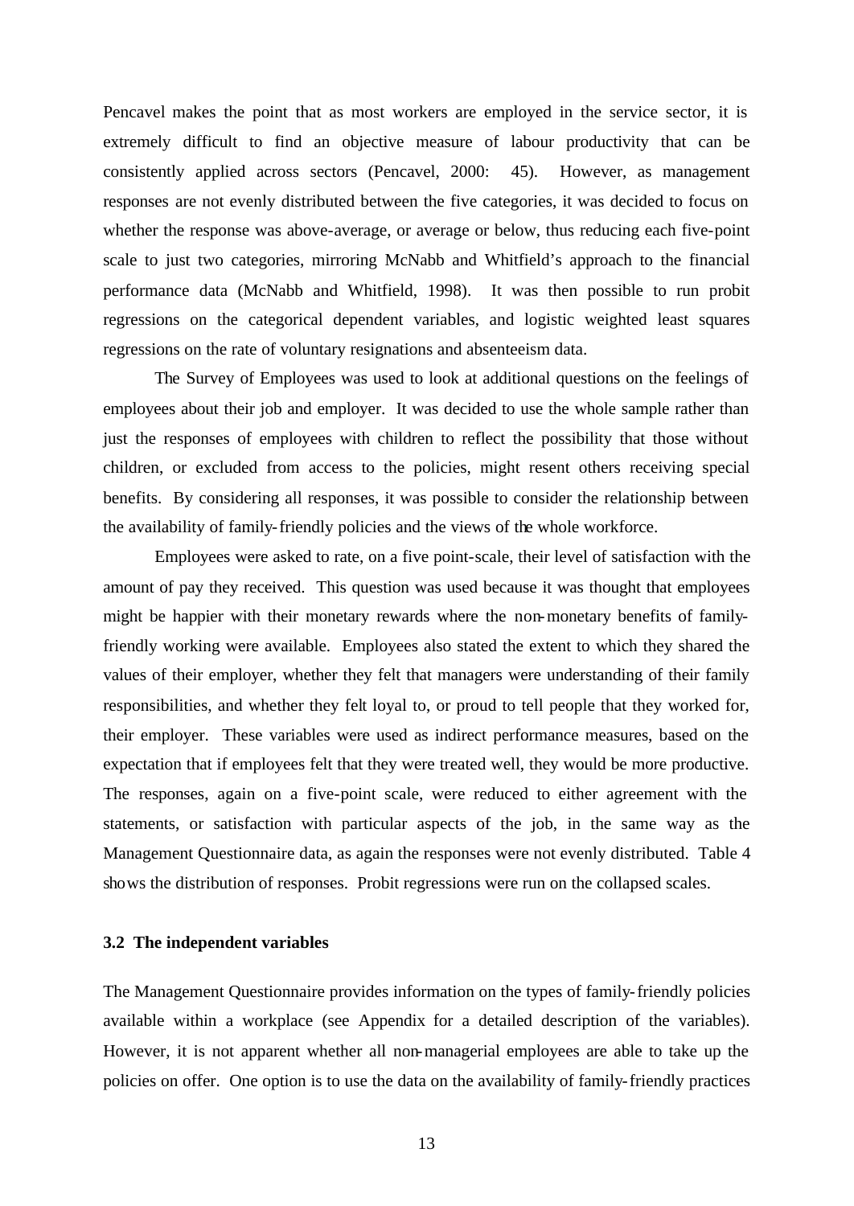Pencavel makes the point that as most workers are employed in the service sector, it is extremely difficult to find an objective measure of labour productivity that can be consistently applied across sectors (Pencavel, 2000: 45). However, as management responses are not evenly distributed between the five categories, it was decided to focus on whether the response was above-average, or average or below, thus reducing each five-point scale to just two categories, mirroring McNabb and Whitfield's approach to the financial performance data (McNabb and Whitfield, 1998). It was then possible to run probit regressions on the categorical dependent variables, and logistic weighted least squares regressions on the rate of voluntary resignations and absenteeism data.

The Survey of Employees was used to look at additional questions on the feelings of employees about their job and employer. It was decided to use the whole sample rather than just the responses of employees with children to reflect the possibility that those without children, or excluded from access to the policies, might resent others receiving special benefits. By considering all responses, it was possible to consider the relationship between the availability of family-friendly policies and the views of the whole workforce.

Employees were asked to rate, on a five point-scale, their level of satisfaction with the amount of pay they received. This question was used because it was thought that employees might be happier with their monetary rewards where the non-monetary benefits of family-friendly working were available. Employees also stated the extent to which they shared the values of their employer, whether they felt that managers were understanding of their family responsibilities, and whether they felt loyal to, or proud to tell people that they worked for, their employer. These variables were used as indirect performance measures, based on the expectation that if employees felt that they were treated well, they would be more productive. The responses, again on a five-point scale, were reduced to either agreement with the statements, or satisfaction with particular aspects of the job, in the same way as the Management Questionnaire data, as again the responses were not evenly distributed. Table 4 shows the distribution of responses. Probit regressions were run on the collapsed scales.

### 3.2 The independent variables

The Management Questionnaire provides information on the types of family-friendly policies available within a workplace (see Appendix for a detailed description of the variables). However, it is not apparent whether all non-managerial employees are able to take up the policies on offer. One option is to use the data on the availability of family-friendly practices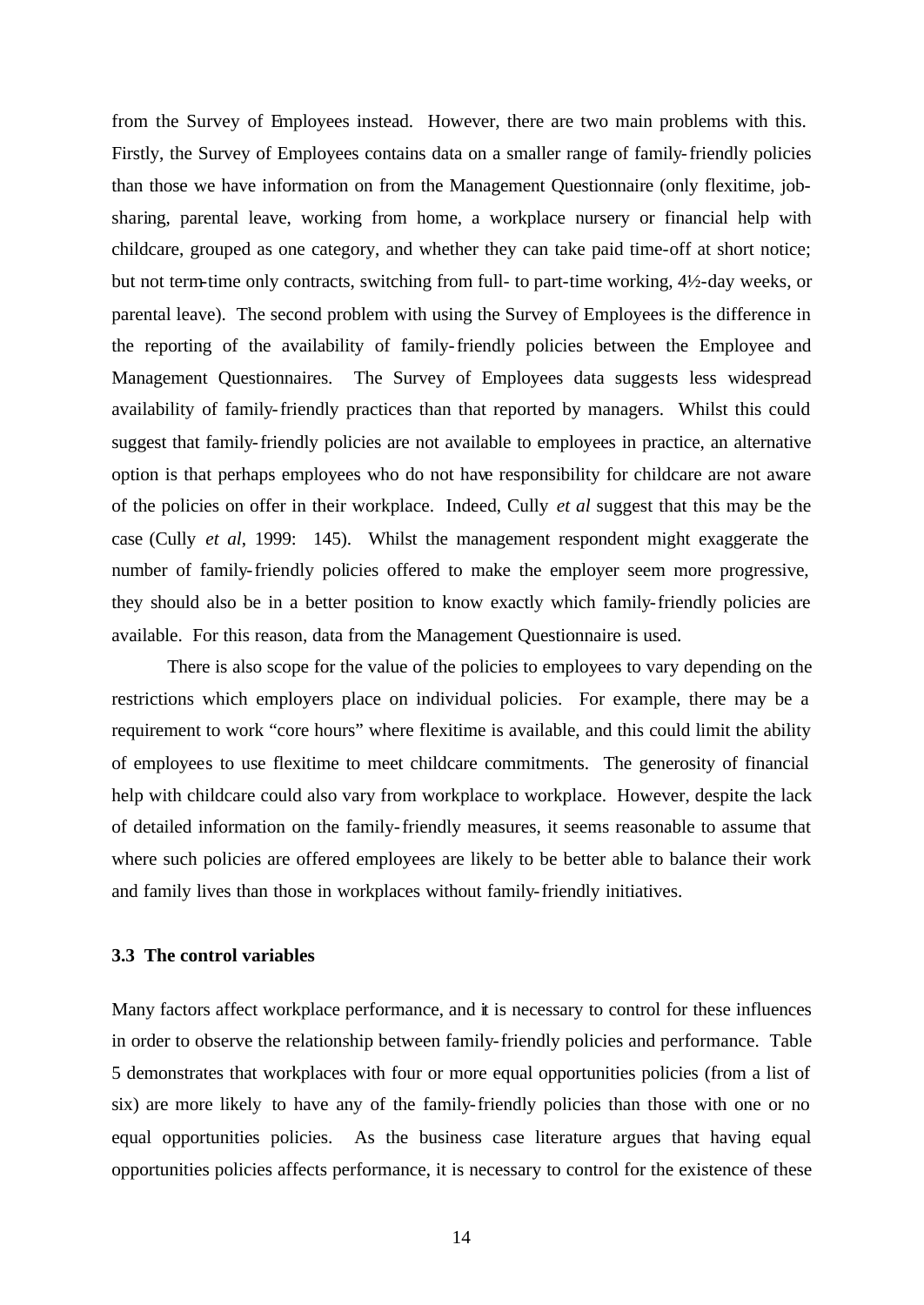from the Survey of Employees instead. However, there are two main problems with this. Firstly, the Survey of Employees contains data on a smaller range of family-friendly policies than those we have information on from the Management Questionnaire (only flexitime, job-sharing, parental leave, working from home, a workplace nursery or financial help with childcare, grouped as one category, and whether they can take paid time-off at short notice; but not term-time only contracts, switching from full- to part-time working, 4½-day weeks, or parental leave). The second problem with using the Survey of Employees is the difference in the reporting of the availability of family-friendly policies between the Employee and Management Questionnaires. The Survey of Employees data suggests less widespread availability of family-friendly practices than that reported by managers. Whilst this could suggest that family-friendly policies are not available to employees in practice, an alternative option is that perhaps employees who do not have responsibility for childcare are not aware of the policies on offer in their workplace. Indeed, Cully *et al* suggest that this may be the case (Cully *et al*, 1999: 145). Whilst the management respondent might exaggerate the number of family-friendly policies offered to make the employer seem more progressive, they should also be in a better position to know exactly which family-friendly policies are available. For this reason, data from the Management Questionnaire is used.

There is also scope for the value of the policies to employees to vary depending on the restrictions which employers place on individual policies. For example, there may be a requirement to work "core hours" where flexitime is available, and this could limit the ability of employees to use flexitime to meet childcare commitments. The generosity of financial help with childcare could also vary from workplace to workplace. However, despite the lack of detailed information on the family-friendly measures, it seems reasonable to assume that where such policies are offered employees are likely to be better able to balance their work and family lives than those in workplaces without family-friendly initiatives.

### 3.3 The control variables

Many factors affect workplace performance, and it is necessary to control for these influences in order to observe the relationship between family-friendly policies and performance. Table 5 demonstrates that workplaces with four or more equal opportunities policies (from a list of six) are more likely to have any of the family-friendly policies than those with one or no equal opportunities policies. As the business case literature argues that having equal opportunities policies affects performance, it is necessary to control for the existence of these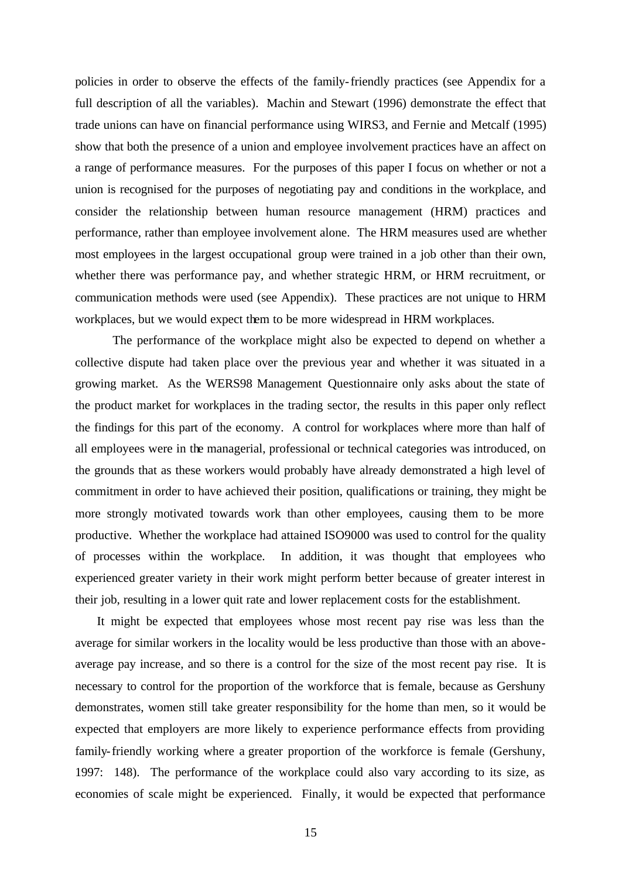policies in order to observe the effects of the family-friendly practices (see Appendix for a full description of all the variables). Machin and Stewart (1996) demonstrate the effect that trade unions can have on financial performance using WIRS3, and Fernie and Metcalf (1995) show that both the presence of a union and employee involvement practices have an affect on a range of performance measures. For the purposes of this paper I focus on whether or not a union is recognised for the purposes of negotiating pay and conditions in the workplace, and consider the relationship between human resource management (HRM) practices and performance, rather than employee involvement alone. The HRM measures used are whether most employees in the largest occupational group were trained in a job other than their own, whether there was performance pay, and whether strategic HRM, or HRM recruitment, or communication methods were used (see Appendix). These practices are not unique to HRM workplaces, but we would expect them to be more widespread in HRM workplaces.

The performance of the workplace might also be expected to depend on whether a collective dispute had taken place over the previous year and whether it was situated in a growing market. As the WERS98 Management Questionnaire only asks about the state of the product market for workplaces in the trading sector, the results in this paper only reflect the findings for this part of the economy. A control for workplaces where more than half of all employees were in the managerial, professional or technical categories was introduced, on the grounds that as these workers would probably have already demonstrated a high level of commitment in order to have achieved their position, qualifications or training, they might be more strongly motivated towards work than other employees, causing them to be more productive. Whether the workplace had attained ISO9000 was used to control for the quality of processes within the workplace. In addition, it was thought that employees who experienced greater variety in their work might perform better because of greater interest in their job, resulting in a lower quit rate and lower replacement costs for the establishment.

It might be expected that employees whose most recent pay rise was less than the average for similar workers in the locality would be less productive than those with an above-average pay increase, and so there is a control for the size of the most recent pay rise. It is necessary to control for the proportion of the workforce that is female, because as Gershuny demonstrates, women still take greater responsibility for the home than men, so it would be expected that employers are more likely to experience performance effects from providing family-friendly working where a greater proportion of the workforce is female (Gershuny, 1997: 148). The performance of the workplace could also vary according to its size, as economies of scale might be experienced. Finally, it would be expected that performance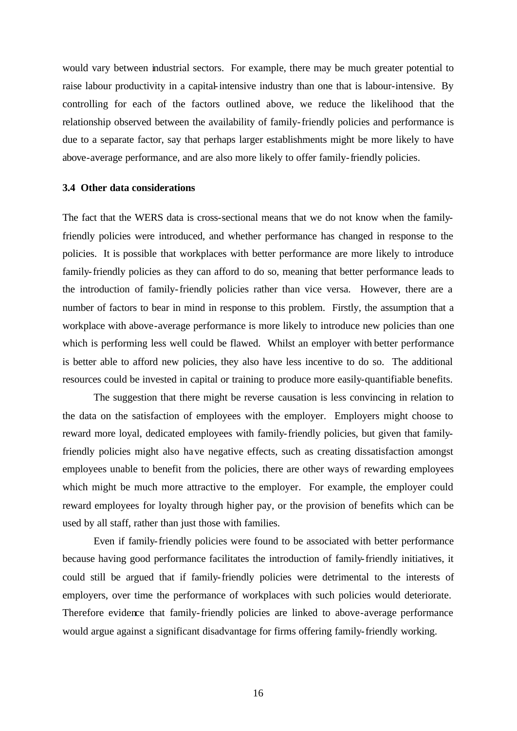would vary between industrial sectors. For example, there may be much greater potential to raise labour productivity in a capital-intensive industry than one that is labour-intensive. By controlling for each of the factors outlined above, we reduce the likelihood that the relationship observed between the availability of family-friendly policies and performance is due to a separate factor, say that perhaps larger establishments might be more likely to have above-average performance, and are also more likely to offer family-friendly policies.

### 3.4 Other data considerations

The fact that the WERS data is cross-sectional means that we do not know when the family-friendly policies were introduced, and whether performance has changed in response to the policies. It is possible that workplaces with better performance are more likely to introduce family-friendly policies as they can afford to do so, meaning that better performance leads to the introduction of family-friendly policies rather than vice versa. However, there are a number of factors to bear in mind in response to this problem. Firstly, the assumption that a workplace with above-average performance is more likely to introduce new policies than one which is performing less well could be flawed. Whilst an employer with better performance is better able to afford new policies, they also have less incentive to do so. The additional resources could be invested in capital or training to produce more easily-quantifiable benefits.

The suggestion that there might be reverse causation is less convincing in relation to the data on the satisfaction of employees with the employer. Employers might choose to reward more loyal, dedicated employees with family-friendly policies, but given that family-friendly policies might also have negative effects, such as creating dissatisfaction amongst employees unable to benefit from the policies, there are other ways of rewarding employees which might be much more attractive to the employer. For example, the employer could reward employees for loyalty through higher pay, or the provision of benefits which can be used by all staff, rather than just those with families.

Even if family-friendly policies were found to be associated with better performance because having good performance facilitates the introduction of family-friendly initiatives, it could still be argued that if family-friendly policies were detrimental to the interests of employers, over time the performance of workplaces with such policies would deteriorate. Therefore evidence that family-friendly policies are linked to above-average performance would argue against a significant disadvantage for firms offering family-friendly working.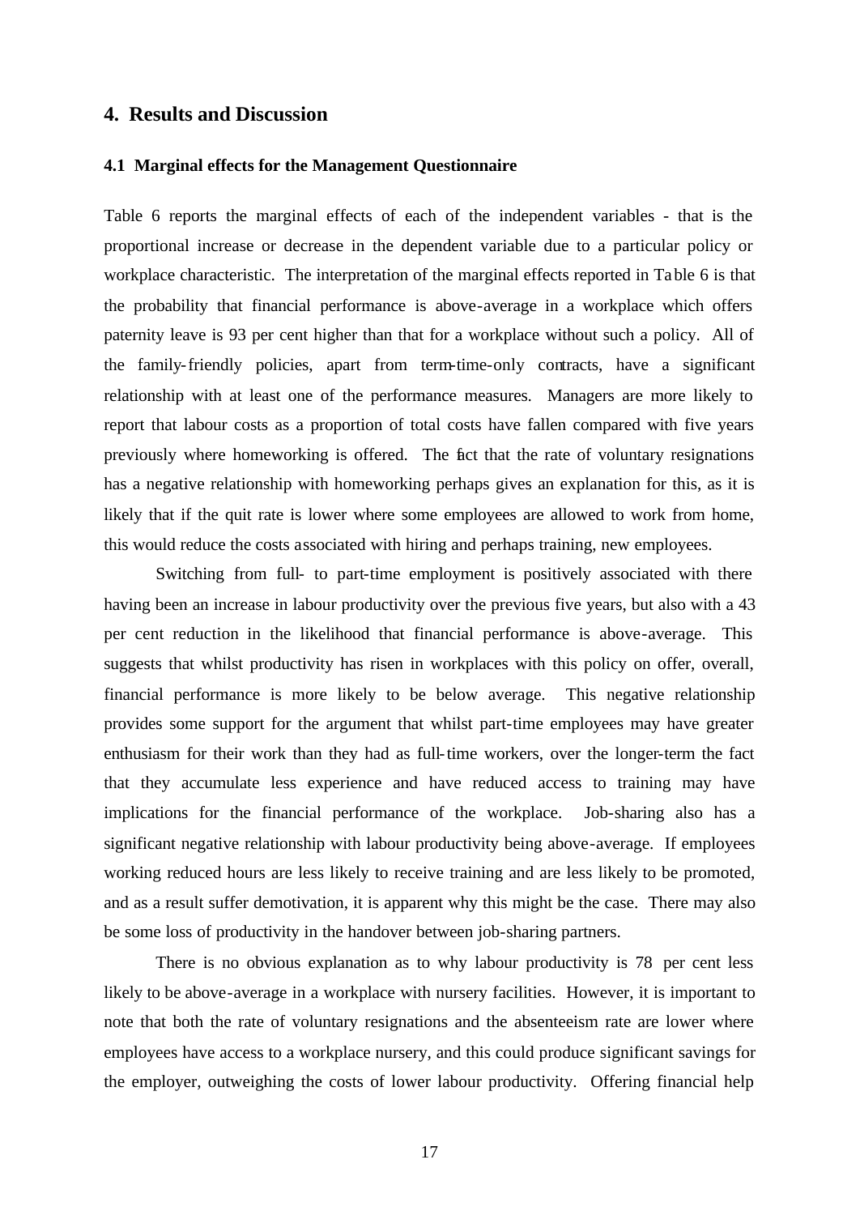## 4. Results and Discussion

### 4.1 Marginal effects for the Management Questionnaire

Table 6 reports the marginal effects of each of the independent variables - that is the proportional increase or decrease in the dependent variable due to a particular policy or workplace characteristic. The interpretation of the marginal effects reported in Table 6 is that the probability that financial performance is above-average in a workplace which offers paternity leave is 93 per cent higher than that for a workplace without such a policy. All of the family-friendly policies, apart from term-time-only contracts, have a significant relationship with at least one of the performance measures. Managers are more likely to report that labour costs as a proportion of total costs have fallen compared with five years previously where homeworking is offered. The fact that the rate of voluntary resignations has a negative relationship with homeworking perhaps gives an explanation for this, as it is likely that if the quit rate is lower where some employees are allowed to work from home, this would reduce the costs associated with hiring and perhaps training, new employees.

Switching from full- to part-time employment is positively associated with there having been an increase in labour productivity over the previous five years, but also with a 43 per cent reduction in the likelihood that financial performance is above-average. This suggests that whilst productivity has risen in workplaces with this policy on offer, overall, financial performance is more likely to be below average. This negative relationship provides some support for the argument that whilst part-time employees may have greater enthusiasm for their work than they had as full-time workers, over the longer-term the fact that they accumulate less experience and have reduced access to training may have implications for the financial performance of the workplace. Job-sharing also has a significant negative relationship with labour productivity being above-average. If employees working reduced hours are less likely to receive training and are less likely to be promoted, and as a result suffer demotivation, it is apparent why this might be the case. There may also be some loss of productivity in the handover between job-sharing partners.

There is no obvious explanation as to why labour productivity is 78 per cent less likely to be above-average in a workplace with nursery facilities. However, it is important to note that both the rate of voluntary resignations and the absenteeism rate are lower where employees have access to a workplace nursery, and this could produce significant savings for the employer, outweighing the costs of lower labour productivity. Offering financial help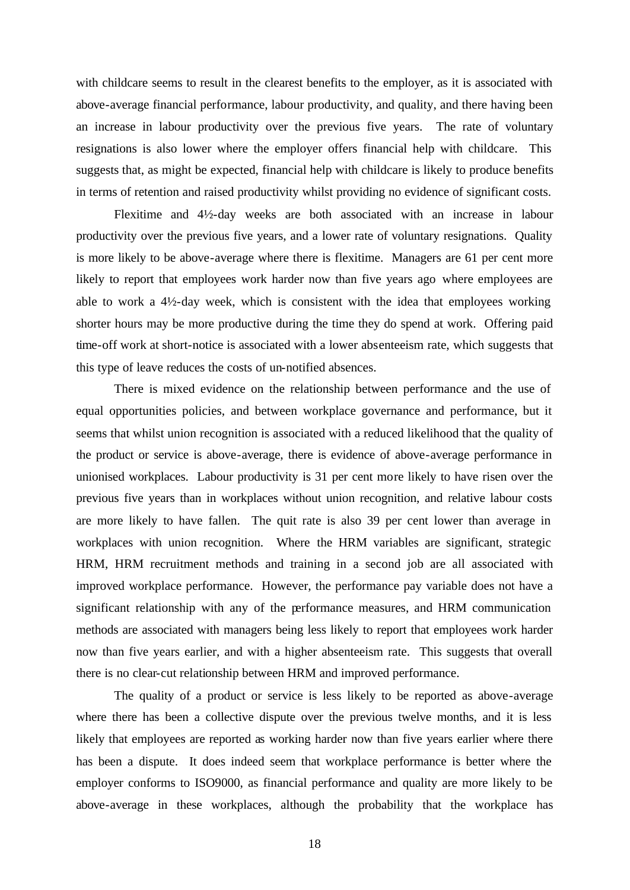with childcare seems to result in the clearest benefits to the employer, as it is associated with above-average financial performance, labour productivity, and quality, and there having been an increase in labour productivity over the previous five years. The rate of voluntary resignations is also lower where the employer offers financial help with childcare. This suggests that, as might be expected, financial help with childcare is likely to produce benefits in terms of retention and raised productivity whilst providing no evidence of significant costs.

Flexitime and 4½-day weeks are both associated with an increase in labour productivity over the previous five years, and a lower rate of voluntary resignations. Quality is more likely to be above-average where there is flexitime. Managers are 61 per cent more likely to report that employees work harder now than five years ago where employees are able to work a 4½-day week, which is consistent with the idea that employees working shorter hours may be more productive during the time they do spend at work. Offering paid time-off work at short-notice is associated with a lower absenteeism rate, which suggests that this type of leave reduces the costs of un-notified absences.

There is mixed evidence on the relationship between performance and the use of equal opportunities policies, and between workplace governance and performance, but it seems that whilst union recognition is associated with a reduced likelihood that the quality of the product or service is above-average, there is evidence of above-average performance in unionised workplaces. Labour productivity is 31 per cent more likely to have risen over the previous five years than in workplaces without union recognition, and relative labour costs are more likely to have fallen. The quit rate is also 39 per cent lower than average in workplaces with union recognition. Where the HRM variables are significant, strategic HRM, HRM recruitment methods and training in a second job are all associated with improved workplace performance. However, the performance pay variable does not have a significant relationship with any of the performance measures, and HRM communication methods are associated with managers being less likely to report that employees work harder now than five years earlier, and with a higher absenteeism rate. This suggests that overall there is no clear-cut relationship between HRM and improved performance.

The quality of a product or service is less likely to be reported as above-average where there has been a collective dispute over the previous twelve months, and it is less likely that employees are reported as working harder now than five years earlier where there has been a dispute. It does indeed seem that workplace performance is better where the employer conforms to ISO9000, as financial performance and quality are more likely to be above-average in these workplaces, although the probability that the workplace has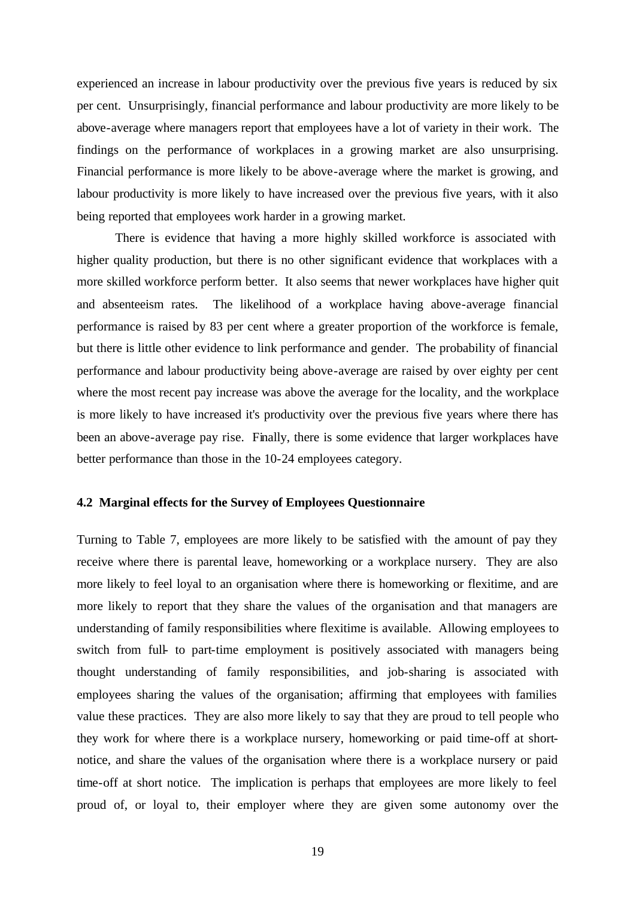experienced an increase in labour productivity over the previous five years is reduced by six per cent. Unsurprisingly, financial performance and labour productivity are more likely to be above-average where managers report that employees have a lot of variety in their work. The findings on the performance of workplaces in a growing market are also unsurprising. Financial performance is more likely to be above-average where the market is growing, and labour productivity is more likely to have increased over the previous five years, with it also being reported that employees work harder in a growing market.

There is evidence that having a more highly skilled workforce is associated with higher quality production, but there is no other significant evidence that workplaces with a more skilled workforce perform better. It also seems that newer workplaces have higher quit and absenteeism rates. The likelihood of a workplace having above-average financial performance is raised by 83 per cent where a greater proportion of the workforce is female, but there is little other evidence to link performance and gender. The probability of financial performance and labour productivity being above-average are raised by over eighty per cent where the most recent pay increase was above the average for the locality, and the workplace is more likely to have increased it's productivity over the previous five years where there has been an above-average pay rise. Finally, there is some evidence that larger workplaces have better performance than those in the 10-24 employees category.

### 4.2 Marginal effects for the Survey of Employees Questionnaire

Turning to Table 7, employees are more likely to be satisfied with the amount of pay they receive where there is parental leave, homeworking or a workplace nursery. They are also more likely to feel loyal to an organisation where there is homeworking or flexitime, and are more likely to report that they share the values of the organisation and that managers are understanding of family responsibilities where flexitime is available. Allowing employees to switch from full- to part-time employment is positively associated with managers being thought understanding of family responsibilities, and job-sharing is associated with employees sharing the values of the organisation; affirming that employees with families value these practices. They are also more likely to say that they are proud to tell people who they work for where there is a workplace nursery, homeworking or paid time-off at short-notice, and share the values of the organisation where there is a workplace nursery or paid time-off at short notice. The implication is perhaps that employees are more likely to feel proud of, or loyal to, their employer where they are given some autonomy over the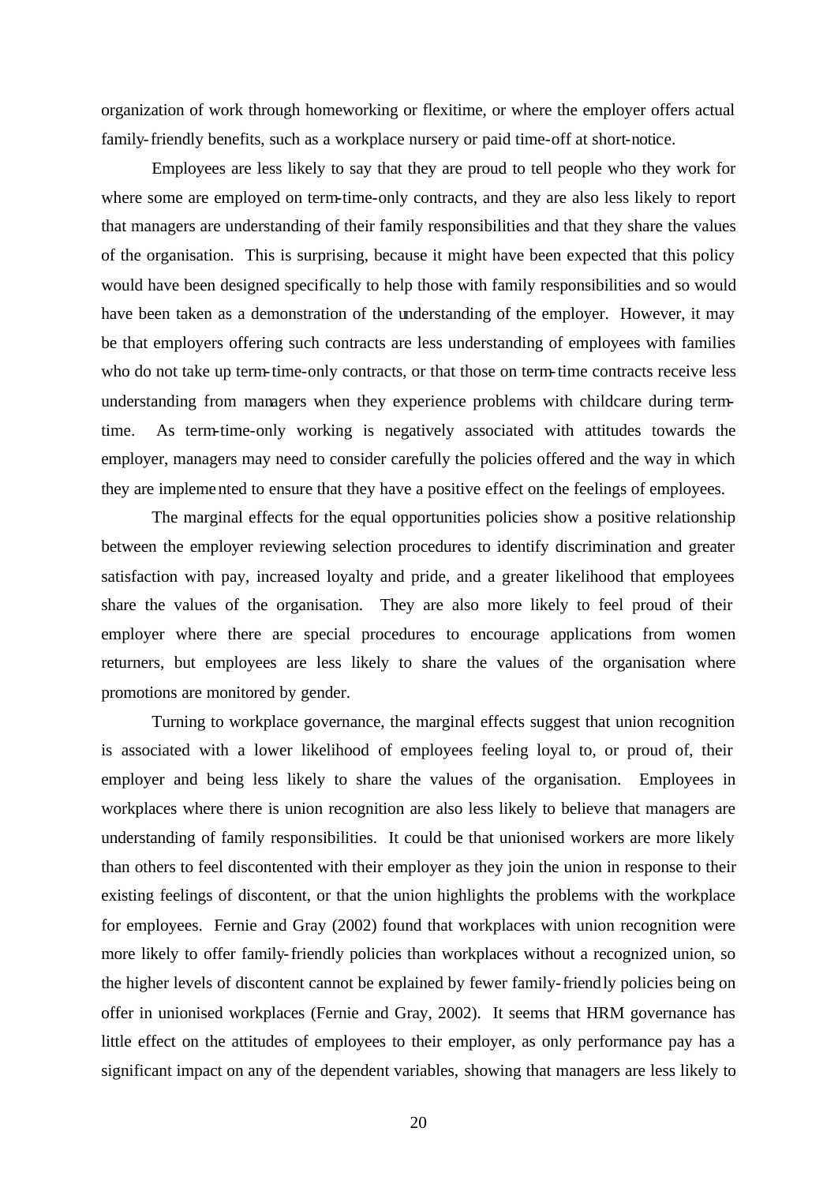organization of work through homeworking or flexitime, or where the employer offers actual family-friendly benefits, such as a workplace nursery or paid time-off at short-notice.

Employees are less likely to say that they are proud to tell people who they work for where some are employed on term-time-only contracts, and they are also less likely to report that managers are understanding of their family responsibilities and that they share the values of the organisation. This is surprising, because it might have been expected that this policy would have been designed specifically to help those with family responsibilities and so would have been taken as a demonstration of the understanding of the employer. However, it may be that employers offering such contracts are less understanding of employees with families who do not take up term-time-only contracts, or that those on term-time contracts receive less understanding from managers when they experience problems with childcare during term-time. As term-time-only working is negatively associated with attitudes towards the employer, managers may need to consider carefully the policies offered and the way in which they are implemented to ensure that they have a positive effect on the feelings of employees.

The marginal effects for the equal opportunities policies show a positive relationship between the employer reviewing selection procedures to identify discrimination and greater satisfaction with pay, increased loyalty and pride, and a greater likelihood that employees share the values of the organisation. They are also more likely to feel proud of their employer where there are special procedures to encourage applications from women returners, but employees are less likely to share the values of the organisation where promotions are monitored by gender.

Turning to workplace governance, the marginal effects suggest that union recognition is associated with a lower likelihood of employees feeling loyal to, or proud of, their employer and being less likely to share the values of the organisation. Employees in workplaces where there is union recognition are also less likely to believe that managers are understanding of family responsibilities. It could be that unionised workers are more likely than others to feel discontented with their employer as they join the union in response to their existing feelings of discontent, or that the union highlights the problems with the workplace for employees. Fernie and Gray (2002) found that workplaces with union recognition were more likely to offer family-friendly policies than workplaces without a recognized union, so the higher levels of discontent cannot be explained by fewer family-friendly policies being on offer in unionised workplaces (Fernie and Gray, 2002). It seems that HRM governance has little effect on the attitudes of employees to their employer, as only performance pay has a significant impact on any of the dependent variables, showing that managers are less likely to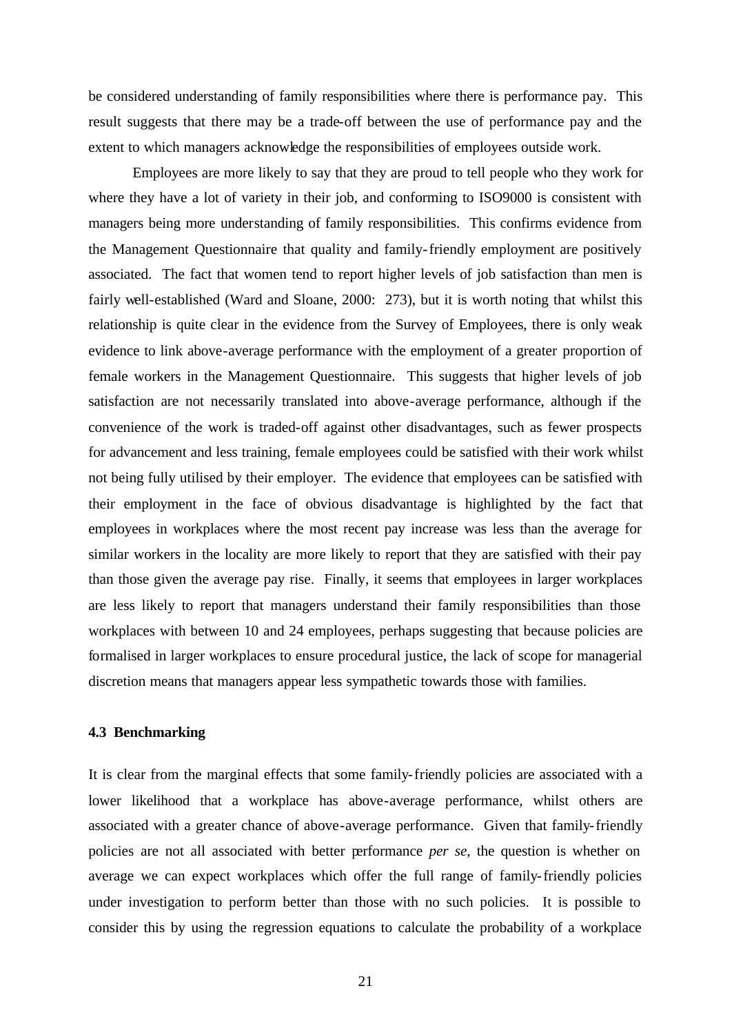be considered understanding of family responsibilities where there is performance pay. This result suggests that there may be a trade-off between the use of performance pay and the extent to which managers acknowledge the responsibilities of employees outside work.

Employees are more likely to say that they are proud to tell people who they work for where they have a lot of variety in their job, and conforming to ISO9000 is consistent with managers being more understanding of family responsibilities. This confirms evidence from the Management Questionnaire that quality and family-friendly employment are positively associated. The fact that women tend to report higher levels of job satisfaction than men is fairly well-established (Ward and Sloane, 2000: 273), but it is worth noting that whilst this relationship is quite clear in the evidence from the Survey of Employees, there is only weak evidence to link above-average performance with the employment of a greater proportion of female workers in the Management Questionnaire. This suggests that higher levels of job satisfaction are not necessarily translated into above-average performance, although if the convenience of the work is traded-off against other disadvantages, such as fewer prospects for advancement and less training, female employees could be satisfied with their work whilst not being fully utilised by their employer. The evidence that employees can be satisfied with their employment in the face of obvious disadvantage is highlighted by the fact that employees in workplaces where the most recent pay increase was less than the average for similar workers in the locality are more likely to report that they are satisfied with their pay than those given the average pay rise. Finally, it seems that employees in larger workplaces are less likely to report that managers understand their family responsibilities than those workplaces with between 10 and 24 employees, perhaps suggesting that because policies are formalised in larger workplaces to ensure procedural justice, the lack of scope for managerial discretion means that managers appear less sympathetic towards those with families.

### 4.3 Benchmarking

It is clear from the marginal effects that some family-friendly policies are associated with a lower likelihood that a workplace has above-average performance, whilst others are associated with a greater chance of above-average performance. Given that family-friendly policies are not all associated with better performance *per se*, the question is whether on average we can expect workplaces which offer the full range of family-friendly policies under investigation to perform better than those with no such policies. It is possible to consider this by using the regression equations to calculate the probability of a workplace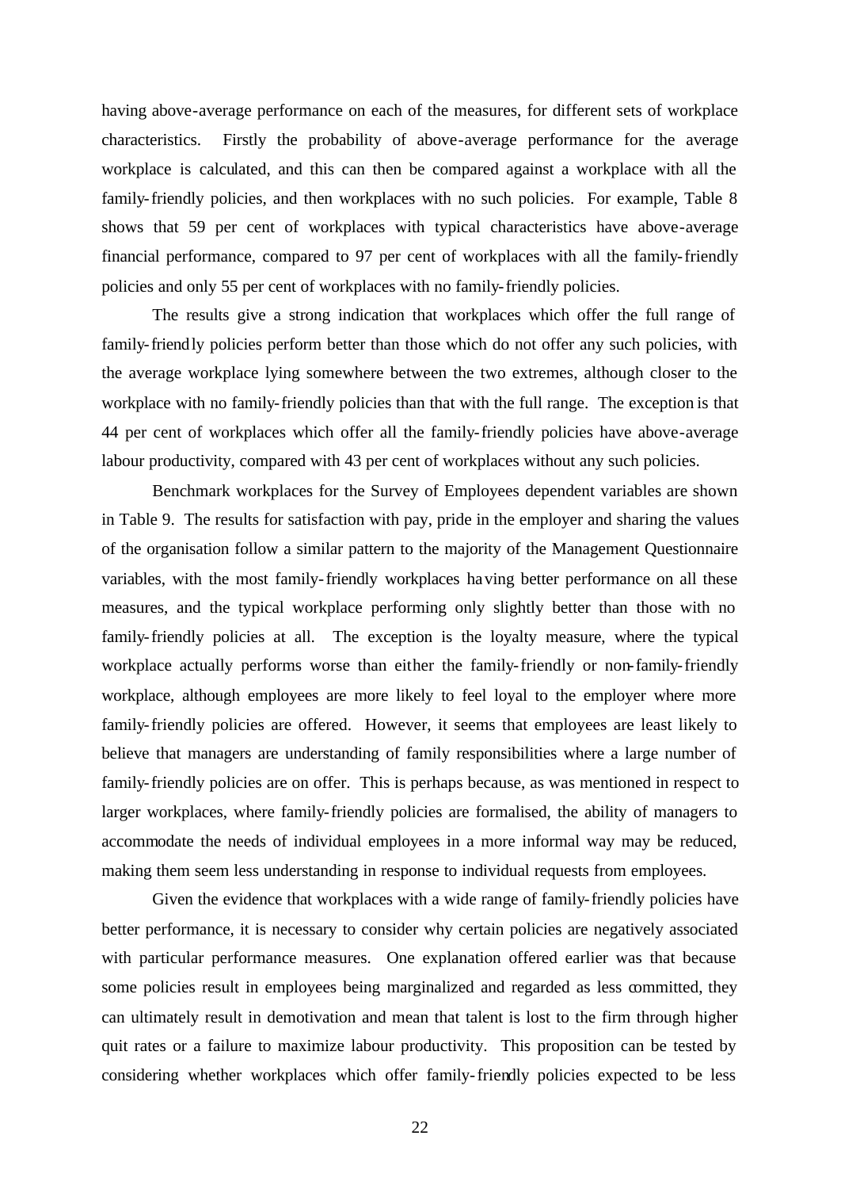having above-average performance on each of the measures, for different sets of workplace characteristics. Firstly the probability of above-average performance for the average workplace is calculated, and this can then be compared against a workplace with all the family-friendly policies, and then workplaces with no such policies. For example, Table 8 shows that 59 per cent of workplaces with typical characteristics have above-average financial performance, compared to 97 per cent of workplaces with all the family-friendly policies and only 55 per cent of workplaces with no family-friendly policies.

The results give a strong indication that workplaces which offer the full range of family-friendly policies perform better than those which do not offer any such policies, with the average workplace lying somewhere between the two extremes, although closer to the workplace with no family-friendly policies than that with the full range. The exception is that 44 per cent of workplaces which offer all the family-friendly policies have above-average labour productivity, compared with 43 per cent of workplaces without any such policies.

Benchmark workplaces for the Survey of Employees dependent variables are shown in Table 9. The results for satisfaction with pay, pride in the employer and sharing the values of the organisation follow a similar pattern to the majority of the Management Questionnaire variables, with the most family-friendly workplaces having better performance on all these measures, and the typical workplace performing only slightly better than those with no family-friendly policies at all. The exception is the loyalty measure, where the typical workplace actually performs worse than either the family-friendly or non-family-friendly workplace, although employees are more likely to feel loyal to the employer where more family-friendly policies are offered. However, it seems that employees are least likely to believe that managers are understanding of family responsibilities where a large number of family-friendly policies are on offer. This is perhaps because, as was mentioned in respect to larger workplaces, where family-friendly policies are formalised, the ability of managers to accommodate the needs of individual employees in a more informal way may be reduced, making them seem less understanding in response to individual requests from employees.

Given the evidence that workplaces with a wide range of family-friendly policies have better performance, it is necessary to consider why certain policies are negatively associated with particular performance measures. One explanation offered earlier was that because some policies result in employees being marginalized and regarded as less committed, they can ultimately result in demotivation and mean that talent is lost to the firm through higher quit rates or a failure to maximize labour productivity. This proposition can be tested by considering whether workplaces which offer family-friendly policies expected to be less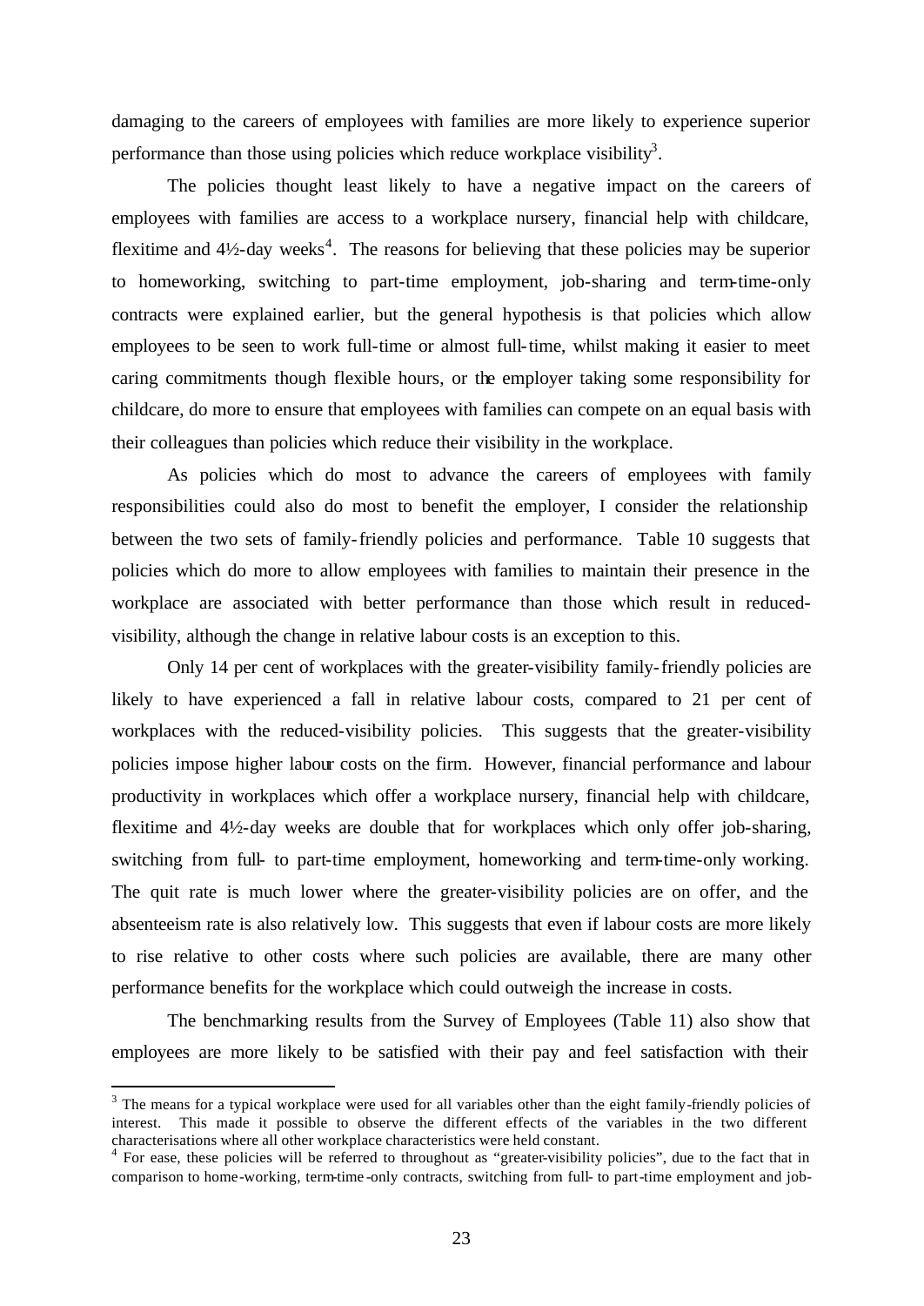damaging to the careers of employees with families are more likely to experience superior performance than those using policies which reduce workplace visibility[3].

The policies thought least likely to have a negative impact on the careers of employees with families are access to a workplace nursery, financial help with childcare, flexitime and 4½-day weeks[4]. The reasons for believing that these policies may be superior to homeworking, switching to part-time employment, job-sharing and term-time-only contracts were explained earlier, but the general hypothesis is that policies which allow employees to be seen to work full-time or almost full-time, whilst making it easier to meet caring commitments though flexible hours, or the employer taking some responsibility for childcare, do more to ensure that employees with families can compete on an equal basis with their colleagues than policies which reduce their visibility in the workplace.

As policies which do most to advance the careers of employees with family responsibilities could also do most to benefit the employer, I consider the relationship between the two sets of family-friendly policies and performance. Table 10 suggests that policies which do more to allow employees with families to maintain their presence in the workplace are associated with better performance than those which result in reduced-visibility, although the change in relative labour costs is an exception to this.

Only 14 per cent of workplaces with the greater-visibility family-friendly policies are likely to have experienced a fall in relative labour costs, compared to 21 per cent of workplaces with the reduced-visibility policies. This suggests that the greater-visibility policies impose higher labour costs on the firm. However, financial performance and labour productivity in workplaces which offer a workplace nursery, financial help with childcare, flexitime and 4½-day weeks are double that for workplaces which only offer job-sharing, switching from full- to part-time employment, homeworking and term-time-only working. The quit rate is much lower where the greater-visibility policies are on offer, and the absenteeism rate is also relatively low. This suggests that even if labour costs are more likely to rise relative to other costs where such policies are available, there are many other performance benefits for the workplace which could outweigh the increase in costs.

The benchmarking results from the Survey of Employees (Table 11) also show that employees are more likely to be satisfied with their pay and feel satisfaction with their

---

[3] The means for a typical workplace were used for all variables other than the eight family-friendly policies of interest. This made it possible to observe the different effects of the variables in the two different characterisations where all other workplace characteristics were held constant.

[4] For ease, these policies will be referred to throughout as "greater-visibility policies", due to the fact that in comparison to home-working, term-time-only contracts, switching from full- to part-time employment and job-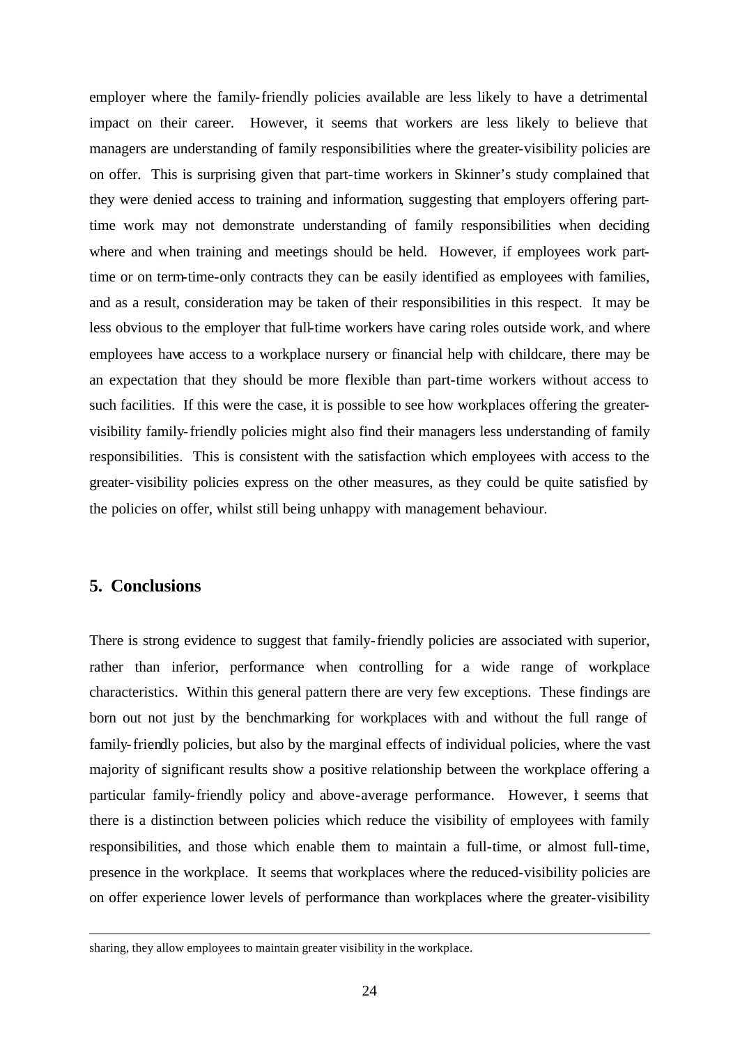employer where the family-friendly policies available are less likely to have a detrimental impact on their career. However, it seems that workers are less likely to believe that managers are understanding of family responsibilities where the greater-visibility policies are on offer. This is surprising given that part-time workers in Skinner's study complained that they were denied access to training and information, suggesting that employers offering part-time work may not demonstrate understanding of family responsibilities when deciding where and when training and meetings should be held. However, if employees work part-time or on term-time-only contracts they can be easily identified as employees with families, and as a result, consideration may be taken of their responsibilities in this respect. It may be less obvious to the employer that full-time workers have caring roles outside work, and where employees have access to a workplace nursery or financial help with childcare, there may be an expectation that they should be more flexible than part-time workers without access to such facilities. If this were the case, it is possible to see how workplaces offering the greater-visibility family-friendly policies might also find their managers less understanding of family responsibilities. This is consistent with the satisfaction which employees with access to the greater-visibility policies express on the other measures, as they could be quite satisfied by the policies on offer, whilst still being unhappy with management behaviour.

## 5. Conclusions

There is strong evidence to suggest that family-friendly policies are associated with superior, rather than inferior, performance when controlling for a wide range of workplace characteristics. Within this general pattern there are very few exceptions. These findings are born out not just by the benchmarking for workplaces with and without the full range of family-friendly policies, but also by the marginal effects of individual policies, where the vast majority of significant results show a positive relationship between the workplace offering a particular family-friendly policy and above-average performance. However, it seems that there is a distinction between policies which reduce the visibility of employees with family responsibilities, and those which enable them to maintain a full-time, or almost full-time, presence in the workplace. It seems that workplaces where the reduced-visibility policies are on offer experience lower levels of performance than workplaces where the greater-visibility

---

sharing, they allow employees to maintain greater visibility in the workplace.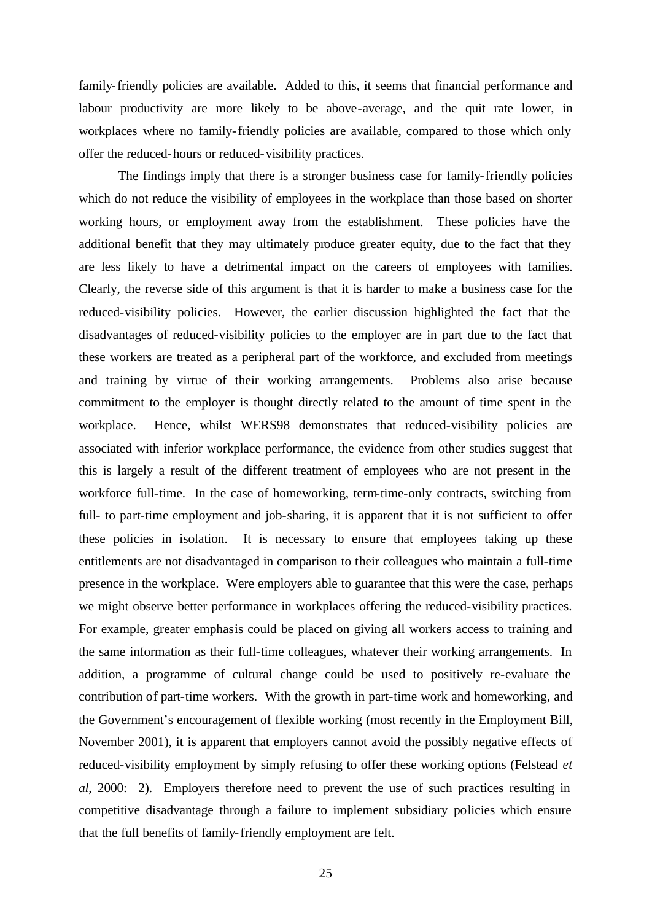family-friendly policies are available. Added to this, it seems that financial performance and labour productivity are more likely to be above-average, and the quit rate lower, in workplaces where no family-friendly policies are available, compared to those which only offer the reduced-hours or reduced-visibility practices.

The findings imply that there is a stronger business case for family-friendly policies which do not reduce the visibility of employees in the workplace than those based on shorter working hours, or employment away from the establishment. These policies have the additional benefit that they may ultimately produce greater equity, due to the fact that they are less likely to have a detrimental impact on the careers of employees with families. Clearly, the reverse side of this argument is that it is harder to make a business case for the reduced-visibility policies. However, the earlier discussion highlighted the fact that the disadvantages of reduced-visibility policies to the employer are in part due to the fact that these workers are treated as a peripheral part of the workforce, and excluded from meetings and training by virtue of their working arrangements. Problems also arise because commitment to the employer is thought directly related to the amount of time spent in the workplace. Hence, whilst WERS98 demonstrates that reduced-visibility policies are associated with inferior workplace performance, the evidence from other studies suggest that this is largely a result of the different treatment of employees who are not present in the workforce full-time. In the case of homeworking, term-time-only contracts, switching from full- to part-time employment and job-sharing, it is apparent that it is not sufficient to offer these policies in isolation. It is necessary to ensure that employees taking up these entitlements are not disadvantaged in comparison to their colleagues who maintain a full-time presence in the workplace. Were employers able to guarantee that this were the case, perhaps we might observe better performance in workplaces offering the reduced-visibility practices. For example, greater emphasis could be placed on giving all workers access to training and the same information as their full-time colleagues, whatever their working arrangements. In addition, a programme of cultural change could be used to positively re-evaluate the contribution of part-time workers. With the growth in part-time work and homeworking, and the Government's encouragement of flexible working (most recently in the Employment Bill, November 2001), it is apparent that employers cannot avoid the possibly negative effects of reduced-visibility employment by simply refusing to offer these working options (Felstead *et al*, 2000: 2). Employers therefore need to prevent the use of such practices resulting in competitive disadvantage through a failure to implement subsidiary policies which ensure that the full benefits of family-friendly employment are felt.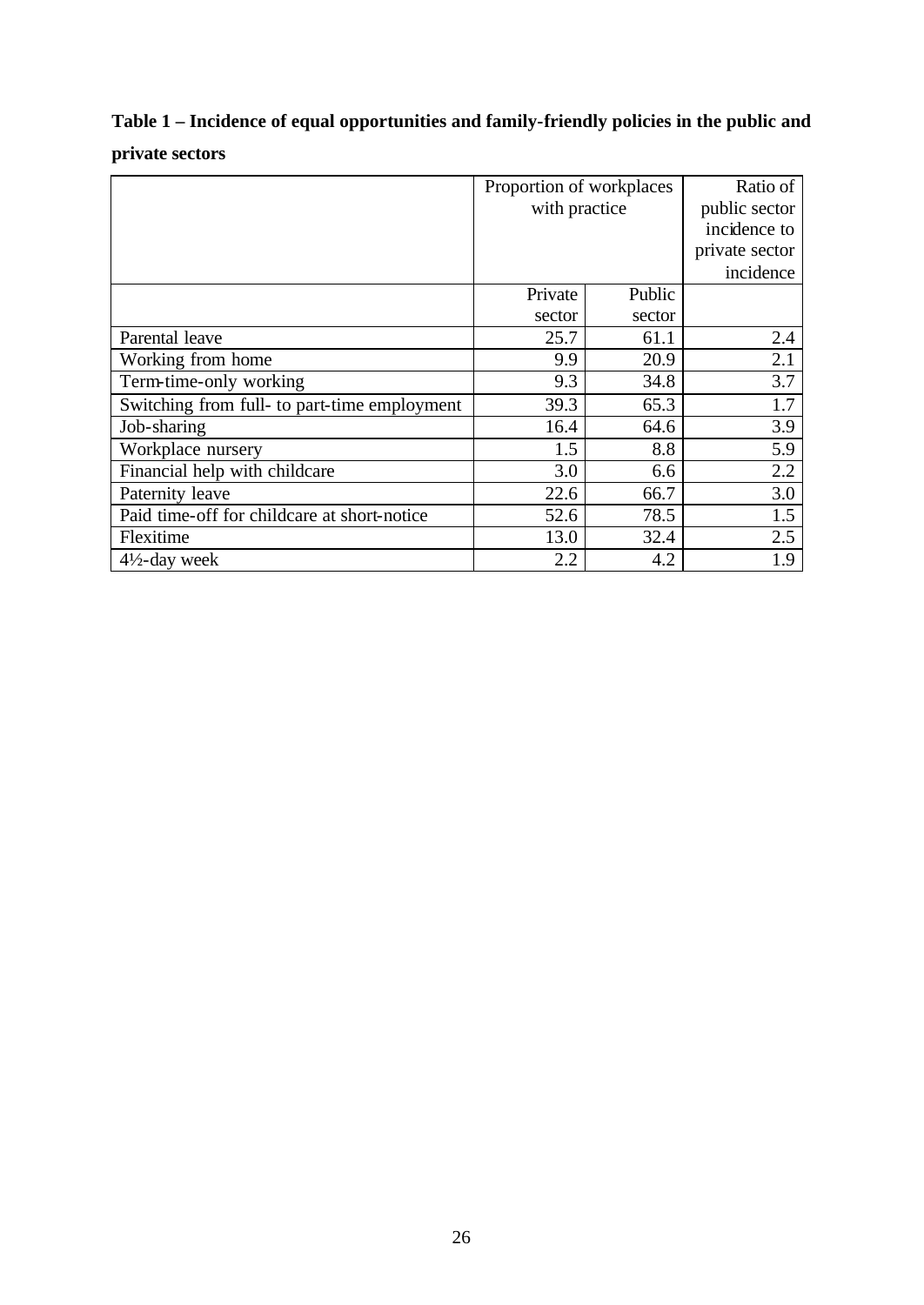**Table 1 – Incidence of equal opportunities and family-friendly policies in the public and private sectors**

| | Proportion of workplaces with practice | | Ratio of public sector incidence to private sector incidence |
|---|---|---|---|
| | Private sector | Public sector | |
| Parental leave | 25.7 | 61.1 | 2.4 |
| Working from home | 9.9 | 20.9 | 2.1 |
| Term-time-only working | 9.3 | 34.8 | 3.7 |
| Switching from full- to part-time employment | 39.3 | 65.3 | 1.7 |
| Job-sharing | 16.4 | 64.6 | 3.9 |
| Workplace nursery | 1.5 | 8.8 | 5.9 |
| Financial help with childcare | 3.0 | 6.6 | 2.2 |
| Paternity leave | 22.6 | 66.7 | 3.0 |
| Paid time-off for childcare at short-notice | 52.6 | 78.5 | 1.5 |
| Flexitime | 13.0 | 32.4 | 2.5 |
| 4½-day week | 2.2 | 4.2 | 1.9 |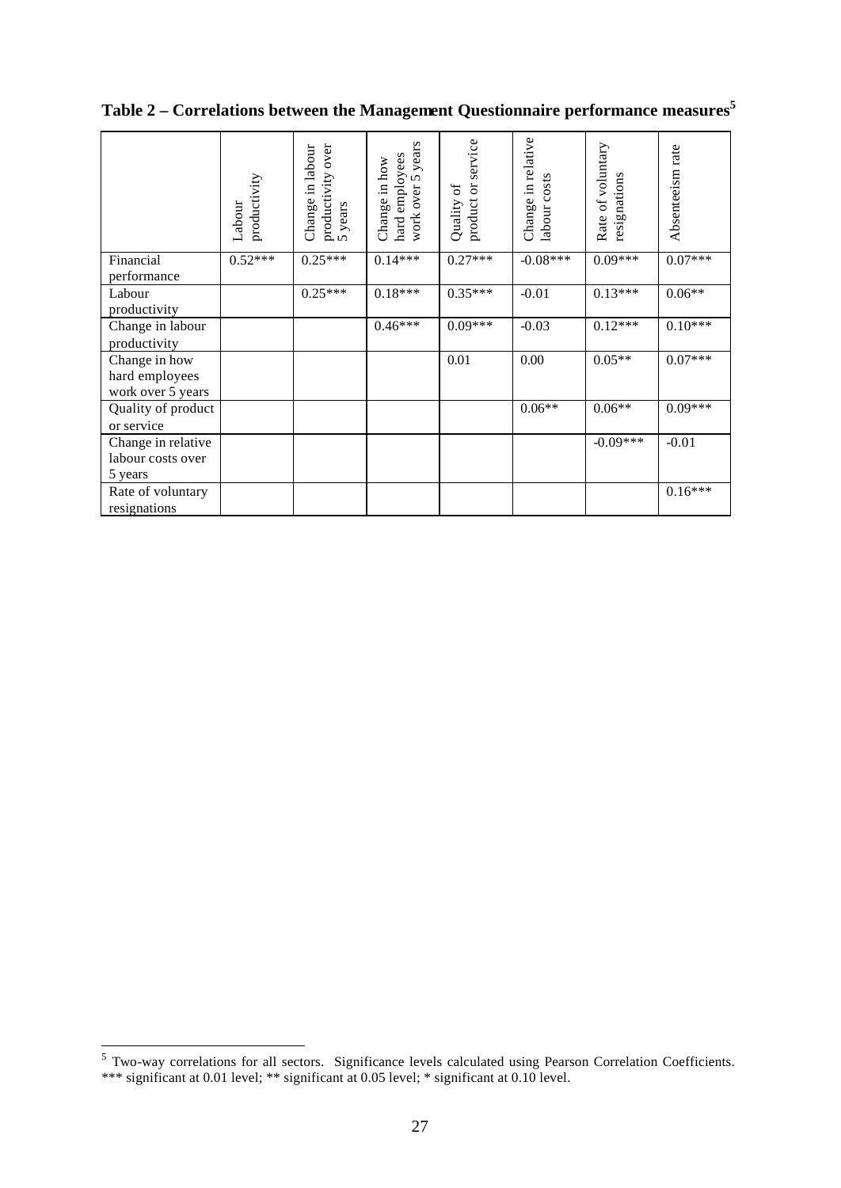**Table 2 – Correlations between the Management Questionnaire performance measures[5]**

| | Labour productivity | Change in labour productivity over 5 years | Change in how hard employees work over 5 years | Quality of product or service | Change in relative labour costs | Rate of voluntary resignations | Absenteeism rate |
|---|---|---|---|---|---|---|---|
| Financial performance | 0.52*** | 0.25*** | 0.14*** | 0.27*** | -0.08*** | 0.09*** | 0.07*** |
| Labour productivity | | 0.25*** | 0.18*** | 0.35*** | -0.01 | 0.13*** | 0.06** |
| Change in labour productivity | | | 0.46*** | 0.09*** | -0.03 | 0.12*** | 0.10*** |
| Change in how hard employees work over 5 years | | | | 0.01 | 0.00 | 0.05** | 0.07*** |
| Quality of product or service | | | | | 0.06** | 0.06** | 0.09*** |
| Change in relative labour costs over 5 years | | | | | | -0.09*** | -0.01 |
| Rate of voluntary resignations | | | | | | | 0.16*** |

[5] Two-way correlations for all sectors. Significance levels calculated using Pearson Correlation Coefficients. *** significant at 0.01 level; ** significant at 0.05 level; * significant at 0.10 level.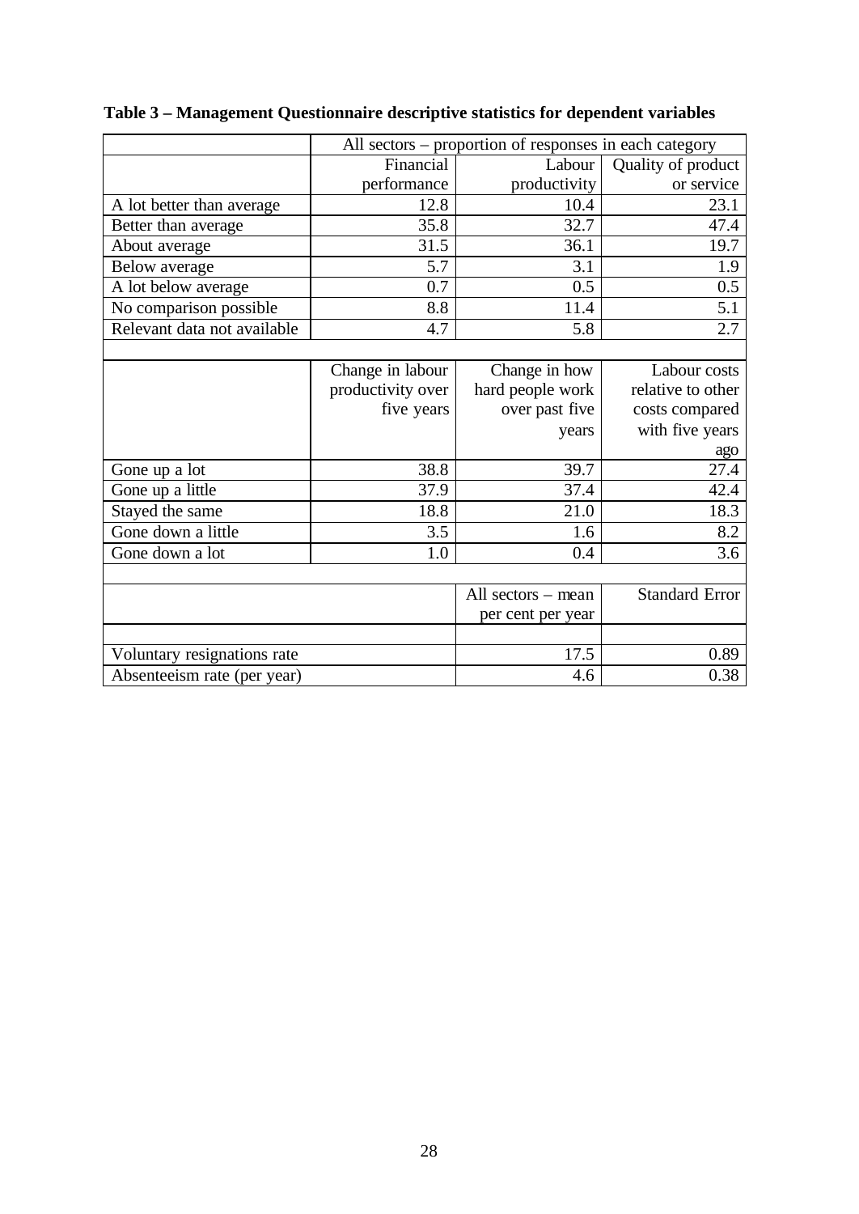**Table 3 – Management Questionnaire descriptive statistics for dependent variables**

| | All sectors – proportion of responses in each category | | |
|---|---|---|---|
| | Financial performance | Labour productivity | Quality of product or service |
| A lot better than average | 12.8 | 10.4 | 23.1 |
| Better than average | 35.8 | 32.7 | 47.4 |
| About average | 31.5 | 36.1 | 19.7 |
| Below average | 5.7 | 3.1 | 1.9 |
| A lot below average | 0.7 | 0.5 | 0.5 |
| No comparison possible | 8.8 | 11.4 | 5.1 |
| Relevant data not available | 4.7 | 5.8 | 2.7 |
| | | | |
| | Change in labour productivity over five years | Change in how hard people work over past five years | Labour costs relative to other costs compared with five years ago |
| Gone up a lot | 38.8 | 39.7 | 27.4 |
| Gone up a little | 37.9 | 37.4 | 42.4 |
| Stayed the same | 18.8 | 21.0 | 18.3 |
| Gone down a little | 3.5 | 1.6 | 8.2 |
| Gone down a lot | 1.0 | 0.4 | 3.6 |
| | | | |
| | | All sectors – mean per cent per year | Standard Error |
| | | | |
| Voluntary resignations rate | | 17.5 | 0.89 |
| Absenteeism rate (per year) | | 4.6 | 0.38 |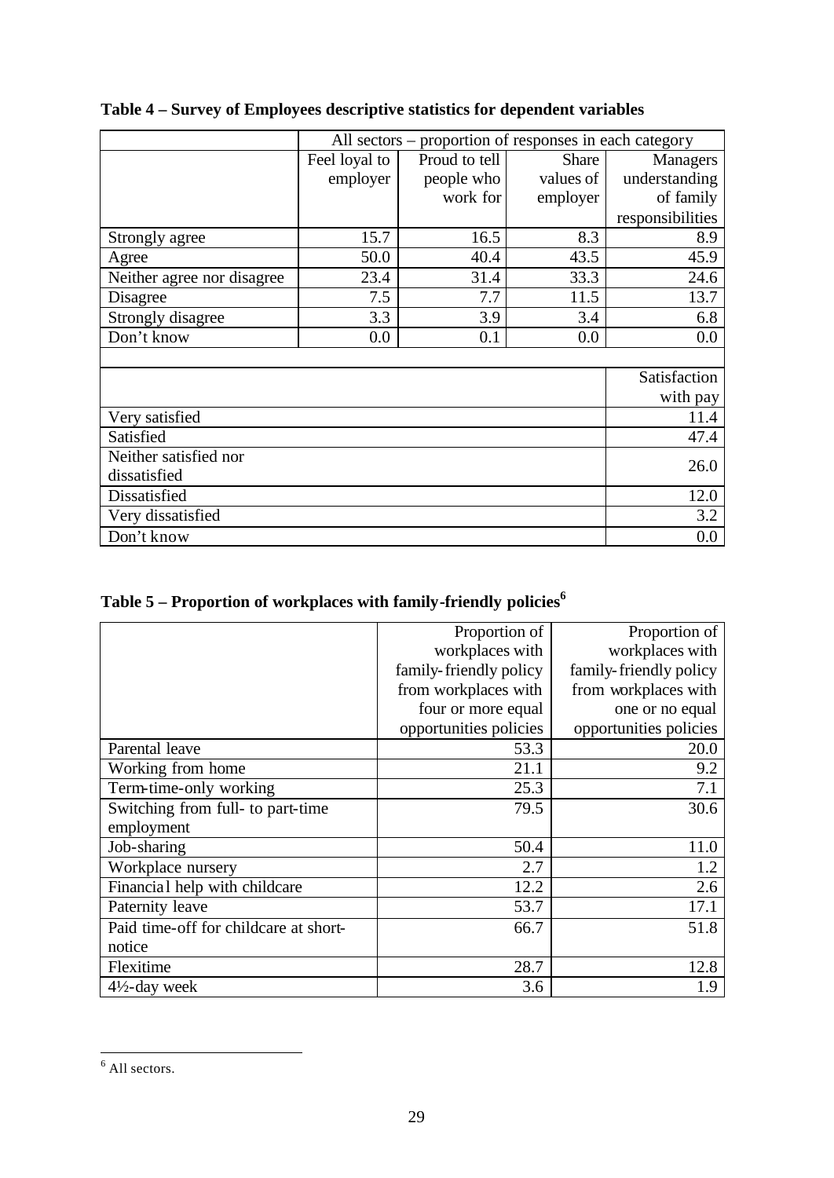**Table 4 – Survey of Employees descriptive statistics for dependent variables**

| | All sectors – proportion of responses in each category | | | |
|---|---|---|---|---|
| | Feel loyal to employer | Proud to tell people who work for | Share values of employer | Managers understanding of family responsibilities |
| Strongly agree | 15.7 | 16.5 | 8.3 | 8.9 |
| Agree | 50.0 | 40.4 | 43.5 | 45.9 |
| Neither agree nor disagree | 23.4 | 31.4 | 33.3 | 24.6 |
| Disagree | 7.5 | 7.7 | 11.5 | 13.7 |
| Strongly disagree | 3.3 | 3.9 | 3.4 | 6.8 |
| Don't know | 0.0 | 0.1 | 0.0 | 0.0 |

| | Satisfaction with pay |
|---|---|
| Very satisfied | 11.4 |
| Satisfied | 47.4 |
| Neither satisfied nor dissatisfied | 26.0 |
| Dissatisfied | 12.0 |
| Very dissatisfied | 3.2 |
| Don't know | 0.0 |

**Table 5 – Proportion of workplaces with family-friendly policies[6]**

| | Proportion of workplaces with family-friendly policy from workplaces with four or more equal opportunities policies | Proportion of workplaces with family-friendly policy from workplaces with one or no equal opportunities policies |
|---|---|---|
| Parental leave | 53.3 | 20.0 |
| Working from home | 21.1 | 9.2 |
| Term-time-only working | 25.3 | 7.1 |
| Switching from full- to part-time employment | 79.5 | 30.6 |
| Job-sharing | 50.4 | 11.0 |
| Workplace nursery | 2.7 | 1.2 |
| Financial help with childcare | 12.2 | 2.6 |
| Paternity leave | 53.7 | 17.1 |
| Paid time-off for childcare at short-notice | 66.7 | 51.8 |
| Flexitime | 28.7 | 12.8 |
| 4½-day week | 3.6 | 1.9 |

[6] All sectors.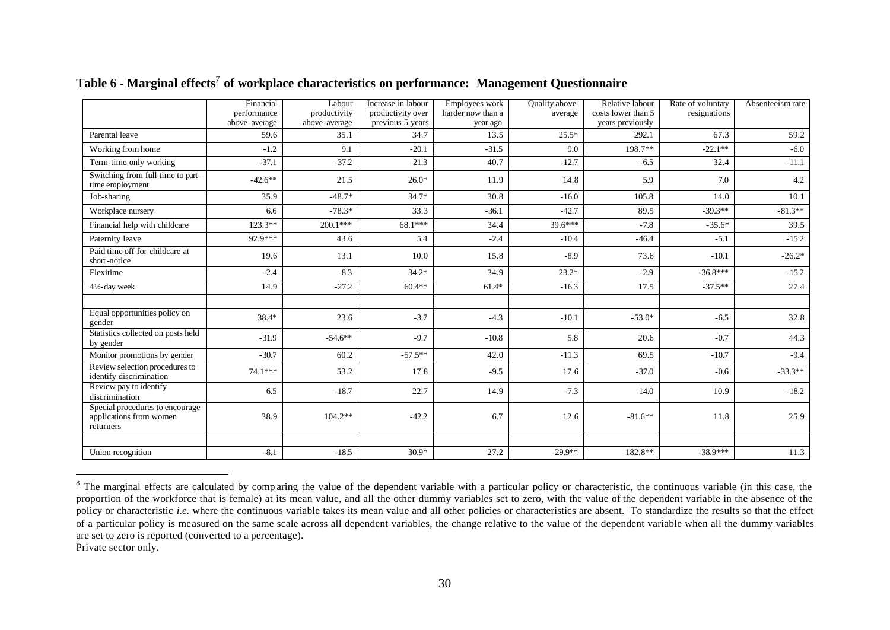## Table 6 - Marginal effects[7] of workplace characteristics on performance: Management Questionnaire

| | Financial performance above-average | Labour productivity above-average | Increase in labour productivity over previous 5 years | Employees work harder now than a year ago | Quality above-average | Relative labour costs lower than 5 years previously | Rate of voluntary resignations | Absenteeism rate |
|---|---|---|---|---|---|---|---|---|
| Parental leave | 59.6 | 35.1 | 34.7 | 13.5 | 25.5* | 292.1 | 67.3 | 59.2 |
| Working from home | -1.2 | 9.1 | -20.1 | -31.5 | 9.0 | 198.7** | -22.1** | -6.0 |
| Term-time-only working | -37.1 | -37.2 | -21.3 | 40.7 | -12.7 | -6.5 | 32.4 | -11.1 |
| Switching from full-time to part-time employment | -42.6** | 21.5 | 26.0* | 11.9 | 14.8 | 5.9 | 7.0 | 4.2 |
| Job-sharing | 35.9 | -48.7* | 34.7* | 30.8 | -16.0 | 105.8 | 14.0 | 10.1 |
| Workplace nursery | 6.6 | -78.3* | 33.3 | -36.1 | -42.7 | 89.5 | -39.3** | -81.3** |
| Financial help with childcare | 123.3** | 200.1*** | 68.1*** | 34.4 | 39.6*** | -7.8 | -35.6* | 39.5 |
| Paternity leave | 92.9*** | 43.6 | 5.4 | -2.4 | -10.4 | -46.4 | -5.1 | -15.2 |
| Paid time-off for childcare at short-notice | 19.6 | 13.1 | 10.0 | 15.8 | -8.9 | 73.6 | -10.1 | -26.2* |
| Flexitime | -2.4 | -8.3 | 34.2* | 34.9 | 23.2* | -2.9 | -36.8*** | -15.2 |
| 4½-day week | 14.9 | -27.2 | 60.4** | 61.4* | -16.3 | 17.5 | -37.5** | 27.4 |
| | | | | | | | | |
| Equal opportunities policy on gender | 38.4* | 23.6 | -3.7 | -4.3 | -10.1 | -53.0* | -6.5 | 32.8 |
| Statistics collected on posts held by gender | -31.9 | -54.6** | -9.7 | -10.8 | 5.8 | 20.6 | -0.7 | 44.3 |
| Monitor promotions by gender | -30.7 | 60.2 | -57.5** | 42.0 | -11.3 | 69.5 | -10.7 | -9.4 |
| Review selection procedures to identify discrimination | 74.1*** | 53.2 | 17.8 | -9.5 | 17.6 | -37.0 | -0.6 | -33.3** |
| Review pay to identify discrimination | 6.5 | -18.7 | 22.7 | 14.9 | -7.3 | -14.0 | 10.9 | -18.2 |
| Special procedures to encourage applications from women returners | 38.9 | 104.2** | -42.2 | 6.7 | 12.6 | -81.6** | 11.8 | 25.9 |
| | | | | | | | | |
| Union recognition | -8.1 | -18.5 | 30.9* | 27.2 | -29.9** | 182.8** | -38.9*** | 11.3 |

[8] The marginal effects are calculated by comparing the value of the dependent variable with a particular policy or characteristic, the continuous variable (in this case, the proportion of the workforce that is female) at its mean value, and all the other dummy variables set to zero, with the value of the dependent variable in the absence of the policy or characteristic *i.e.* where the continuous variable takes its mean value and all other policies or characteristics are absent. To standardize the results so that the effect of a particular policy is measured on the same scale across all dependent variables, the change relative to the value of the dependent variable when all the dummy variables are set to zero is reported (converted to a percentage).

Private sector only.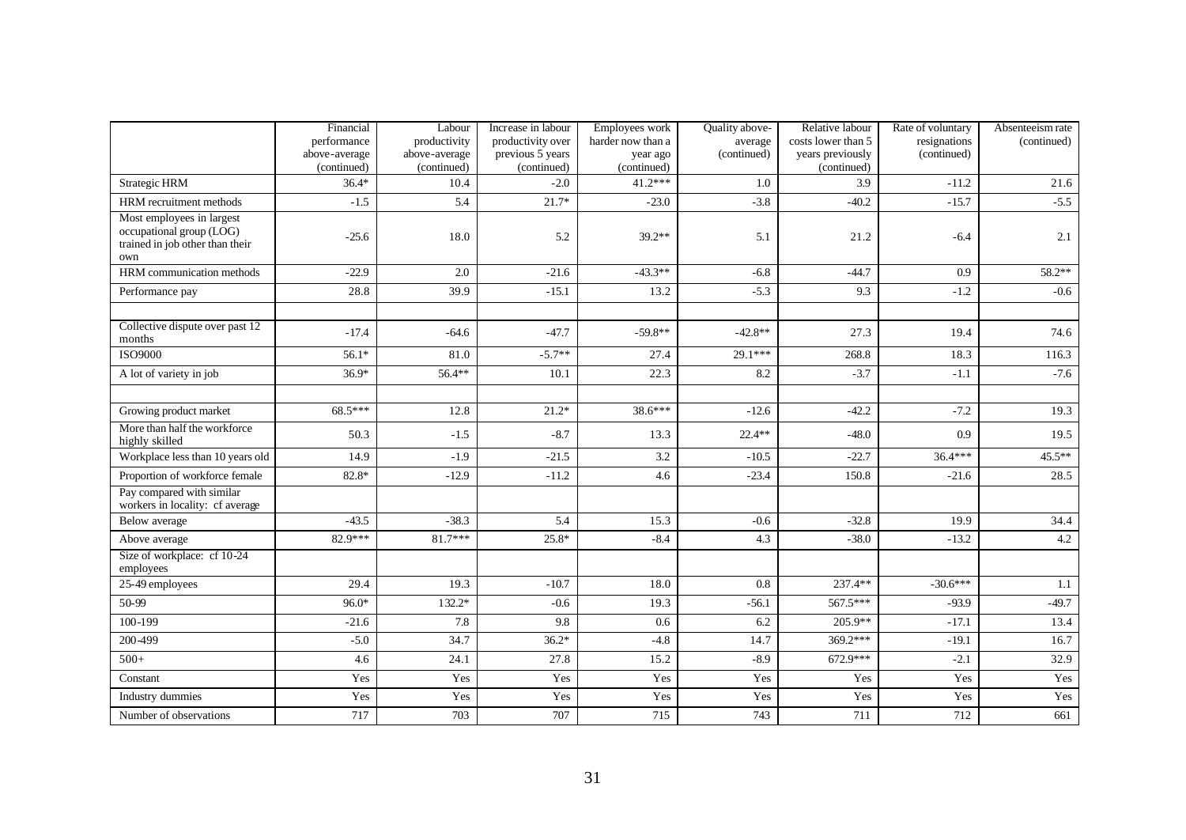| | Financial performance above-average (continued) | Labour productivity above-average (continued) | Increase in labour productivity over previous 5 years (continued) | Employees work harder now than a year ago (continued) | Quality above-average (continued) | Relative labour costs lower than 5 years previously (continued) | Rate of voluntary resignations (continued) | Absenteeism rate (continued) |
|---|---|---|---|---|---|---|---|---|
| Strategic HRM | 36.4* | 10.4 | -2.0 | 41.2*** | 1.0 | 3.9 | -11.2 | 21.6 |
| HRM recruitment methods | -1.5 | 5.4 | 21.7* | -23.0 | -3.8 | -40.2 | -15.7 | -5.5 |
| Most employees in largest occupational group (LOG) trained in job other than their own | -25.6 | 18.0 | 5.2 | 39.2** | 5.1 | 21.2 | -6.4 | 2.1 |
| HRM communication methods | -22.9 | 2.0 | -21.6 | -43.3** | -6.8 | -44.7 | 0.9 | 58.2** |
| Performance pay | 28.8 | 39.9 | -15.1 | 13.2 | -5.3 | 9.3 | -1.2 | -0.6 |
| | | | | | | | | |
| Collective dispute over past 12 months | -17.4 | -64.6 | -47.7 | -59.8** | -42.8** | 27.3 | 19.4 | 74.6 |
| ISO9000 | 56.1* | 81.0 | -5.7** | 27.4 | 29.1*** | 268.8 | 18.3 | 116.3 |
| A lot of variety in job | 36.9* | 56.4** | 10.1 | 22.3 | 8.2 | -3.7 | -1.1 | -7.6 |
| | | | | | | | | |
| Growing product market | 68.5*** | 12.8 | 21.2* | 38.6*** | -12.6 | -42.2 | -7.2 | 19.3 |
| More than half the workforce highly skilled | 50.3 | -1.5 | -8.7 | 13.3 | 22.4** | -48.0 | 0.9 | 19.5 |
| Workplace less than 10 years old | 14.9 | -1.9 | -21.5 | 3.2 | -10.5 | -22.7 | 36.4*** | 45.5** |
| Proportion of workforce female | 82.8* | -12.9 | -11.2 | 4.6 | -23.4 | 150.8 | -21.6 | 28.5 |
| Pay compared with similar workers in locality: cf average | | | | | | | | |
| Below average | -43.5 | -38.3 | 5.4 | 15.3 | -0.6 | -32.8 | 19.9 | 34.4 |
| Above average | 82.9*** | 81.7*** | 25.8* | -8.4 | 4.3 | -38.0 | -13.2 | 4.2 |
| Size of workplace: cf 10-24 employees | | | | | | | | |
| 25-49 employees | 29.4 | 19.3 | -10.7 | 18.0 | 0.8 | 237.4** | -30.6*** | 1.1 |
| 50-99 | 96.0* | 132.2* | -0.6 | 19.3 | -56.1 | 567.5*** | -93.9 | -49.7 |
| 100-199 | -21.6 | 7.8 | 9.8 | 0.6 | 6.2 | 205.9** | -17.1 | 13.4 |
| 200-499 | -5.0 | 34.7 | 36.2* | -4.8 | 14.7 | 369.2*** | -19.1 | 16.7 |
| 500+ | 4.6 | 24.1 | 27.8 | 15.2 | -8.9 | 672.9*** | -2.1 | 32.9 |
| Constant | Yes | Yes | Yes | Yes | Yes | Yes | Yes | Yes |
| Industry dummies | Yes | Yes | Yes | Yes | Yes | Yes | Yes | Yes |
| Number of observations | 717 | 703 | 707 | 715 | 743 | 711 | 712 | 661 |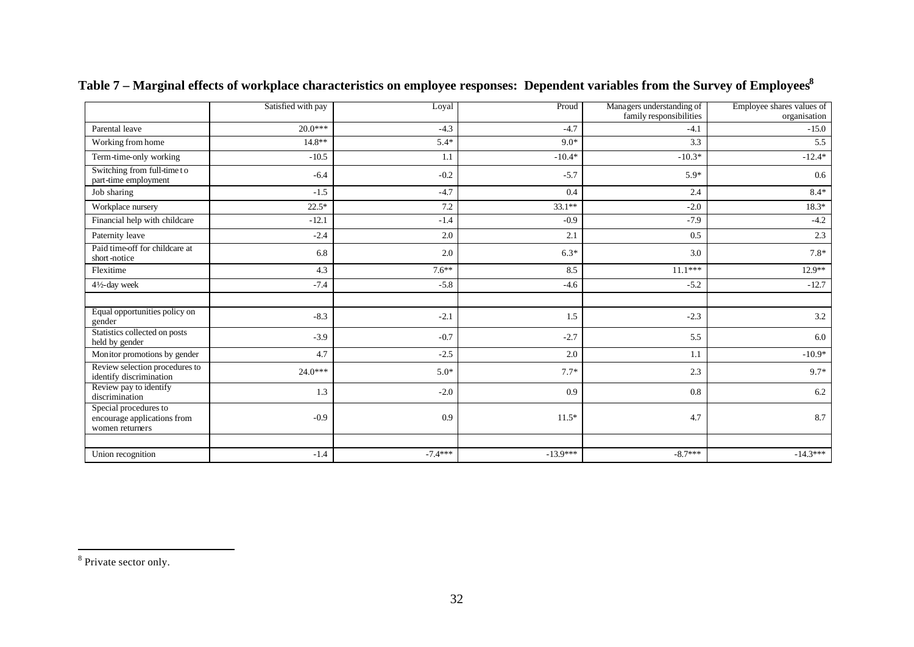# Table 7 – Marginal effects of workplace characteristics on employee responses: Dependent variables from the Survey of Employees[8]

| | Satisfied with pay | Loyal | Proud | Managers understanding of family responsibilities | Employee shares values of organisation |
|---|---|---|---|---|---|
| Parental leave | 20.0*** | -4.3 | -4.7 | -4.1 | -15.0 |
| Working from home | 14.8** | 5.4* | 9.0* | 3.3 | 5.5 |
| Term-time-only working | -10.5 | 1.1 | -10.4* | -10.3* | -12.4* |
| Switching from full-time to part-time employment | -6.4 | -0.2 | -5.7 | 5.9* | 0.6 |
| Job sharing | -1.5 | -4.7 | 0.4 | 2.4 | 8.4* |
| Workplace nursery | 22.5* | 7.2 | 33.1** | -2.0 | 18.3* |
| Financial help with childcare | -12.1 | -1.4 | -0.9 | -7.9 | -4.2 |
| Paternity leave | -2.4 | 2.0 | 2.1 | 0.5 | 2.3 |
| Paid time-off for childcare at short-notice | 6.8 | 2.0 | 6.3* | 3.0 | 7.8* |
| Flexitime | 4.3 | 7.6** | 8.5 | 11.1*** | 12.9** |
| 4½-day week | -7.4 | -5.8 | -4.6 | -5.2 | -12.7 |
| | | | | | |
| Equal opportunities policy on gender | -8.3 | -2.1 | 1.5 | -2.3 | 3.2 |
| Statistics collected on posts held by gender | -3.9 | -0.7 | -2.7 | 5.5 | 6.0 |
| Monitor promotions by gender | 4.7 | -2.5 | 2.0 | 1.1 | -10.9* |
| Review selection procedures to identify discrimination | 24.0*** | 5.0* | 7.7* | 2.3 | 9.7* |
| Review pay to identify discrimination | 1.3 | -2.0 | 0.9 | 0.8 | 6.2 |
| Special procedures to encourage applications from women returners | -0.9 | 0.9 | 11.5* | 4.7 | 8.7 |
| | | | | | |
| Union recognition | -1.4 | -7.4*** | -13.9*** | -8.7*** | -14.3*** |

[8] Private sector only.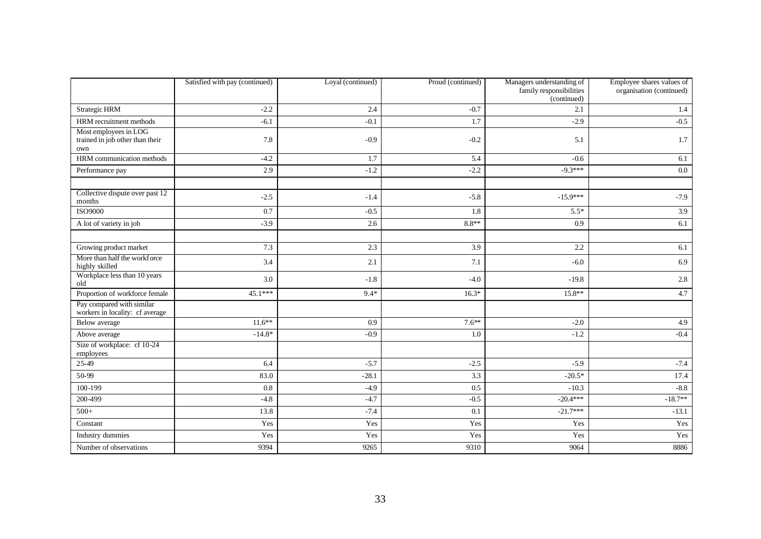| | Satisfied with pay (continued) | Loyal (continued) | Proud (continued) | Managers understanding of family responsibilities (continued) | Employee shares values of organisation (continued) |
|---|---|---|---|---|---|
| Strategic HRM | -2.2 | 2.4 | -0.7 | 2.1 | 1.4 |
| HRM recruitment methods | -6.1 | -0.1 | 1.7 | -2.9 | -0.5 |
| Most employees in LOG trained in job other than their own | 7.8 | -0.9 | -0.2 | 5.1 | 1.7 |
| HRM communication methods | -4.2 | 1.7 | 5.4 | -0.6 | 6.1 |
| Performance pay | 2.9 | -1.2 | -2.2 | -9.3*** | 0.0 |
| | | | | | |
| Collective dispute over past 12 months | -2.5 | -1.4 | -5.8 | -15.9*** | -7.9 |
| ISO9000 | 0.7 | -0.5 | 1.8 | 5.5* | 3.9 |
| A lot of variety in job | -3.9 | 2.6 | 8.8** | 0.9 | 6.1 |
| | | | | | |
| Growing product market | 7.3 | 2.3 | 3.9 | 2.2 | 6.1 |
| More than half the workforce highly skilled | 3.4 | 2.1 | 7.1 | -6.0 | 6.9 |
| Workplace less than 10 years old | 3.0 | -1.8 | -4.0 | -19.8 | 2.8 |
| Proportion of workforce female | 45.1*** | 9.4* | 16.3* | 15.8** | 4.7 |
| Pay compared with similar workers in locality: cf average | | | | | |
| Below average | 11.6** | 0.9 | 7.6** | -2.0 | 4.9 |
| Above average | -14.8* | -0.9 | 1.0 | -1.2 | -0.4 |
| Size of workplace: cf 10-24 employees | | | | | |
| 25-49 | 6.4 | -5.7 | -2.5 | -5.9 | -7.4 |
| 50-99 | 83.0 | -28.1 | 3.3 | -20.5* | 17.4 |
| 100-199 | 0.8 | -4.9 | 0.5 | -10.3 | -8.8 |
| 200-499 | -4.8 | -4.7 | -0.5 | -20.4*** | -18.7** |
| 500+ | 13.8 | -7.4 | 0.1 | -21.7*** | -13.1 |
| Constant | Yes | Yes | Yes | Yes | Yes |
| Industry dummies | Yes | Yes | Yes | Yes | Yes |
| Number of observations | 9394 | 9265 | 9310 | 9064 | 8886 |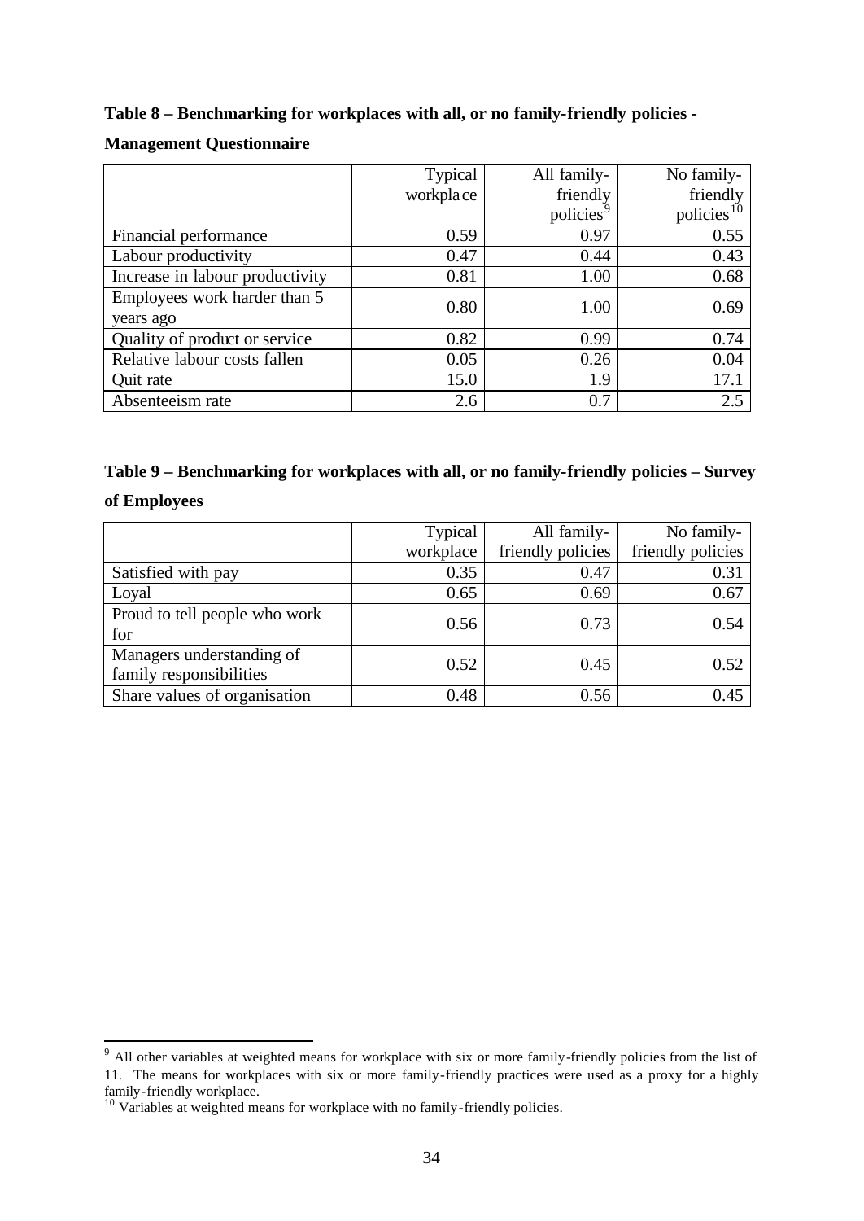**Table 8 – Benchmarking for workplaces with all, or no family-friendly policies - Management Questionnaire**

| | Typical workplace | All family-friendly policies[9] | No family-friendly policies[10] |
|---|---|---|---|
| Financial performance | 0.59 | 0.97 | 0.55 |
| Labour productivity | 0.47 | 0.44 | 0.43 |
| Increase in labour productivity | 0.81 | 1.00 | 0.68 |
| Employees work harder than 5 years ago | 0.80 | 1.00 | 0.69 |
| Quality of product or service | 0.82 | 0.99 | 0.74 |
| Relative labour costs fallen | 0.05 | 0.26 | 0.04 |
| Quit rate | 15.0 | 1.9 | 17.1 |
| Absenteeism rate | 2.6 | 0.7 | 2.5 |

**Table 9 – Benchmarking for workplaces with all, or no family-friendly policies – Survey of Employees**

| | Typical workplace | All family-friendly policies | No family-friendly policies |
|---|---|---|---|
| Satisfied with pay | 0.35 | 0.47 | 0.31 |
| Loyal | 0.65 | 0.69 | 0.67 |
| Proud to tell people who work for | 0.56 | 0.73 | 0.54 |
| Managers understanding of family responsibilities | 0.52 | 0.45 | 0.52 |
| Share values of organisation | 0.48 | 0.56 | 0.45 |

[9] All other variables at weighted means for workplace with six or more family-friendly policies from the list of 11. The means for workplaces with six or more family-friendly practices were used as a proxy for a highly family-friendly workplace.

[10] Variables at weighted means for workplace with no family-friendly policies.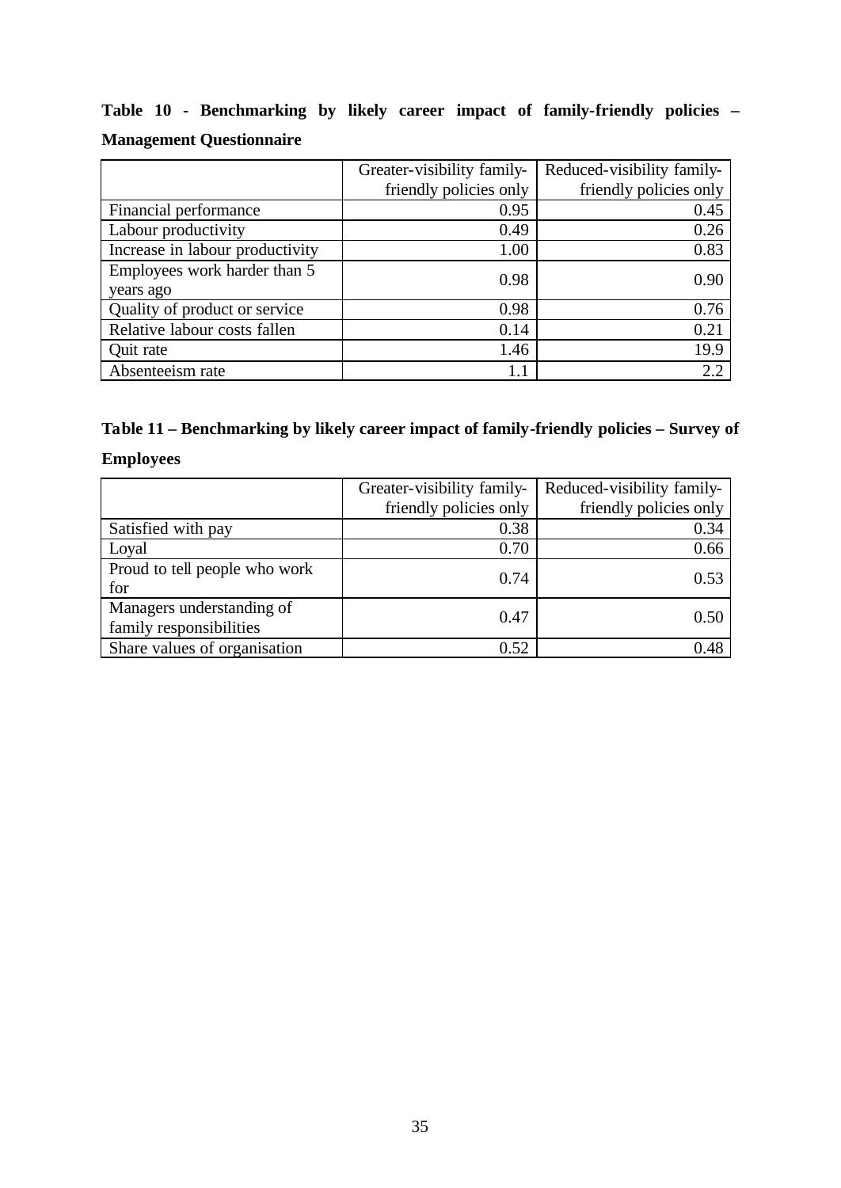**Table 10 - Benchmarking by likely career impact of family-friendly policies – Management Questionnaire**

| | Greater-visibility family-friendly policies only | Reduced-visibility family-friendly policies only |
|---|---|---|
| Financial performance | 0.95 | 0.45 |
| Labour productivity | 0.49 | 0.26 |
| Increase in labour productivity | 1.00 | 0.83 |
| Employees work harder than 5 years ago | 0.98 | 0.90 |
| Quality of product or service | 0.98 | 0.76 |
| Relative labour costs fallen | 0.14 | 0.21 |
| Quit rate | 1.46 | 19.9 |
| Absenteeism rate | 1.1 | 2.2 |

**Table 11 – Benchmarking by likely career impact of family-friendly policies – Survey of Employees**

| | Greater-visibility family-friendly policies only | Reduced-visibility family-friendly policies only |
|---|---|---|
| Satisfied with pay | 0.38 | 0.34 |
| Loyal | 0.70 | 0.66 |
| Proud to tell people who work for | 0.74 | 0.53 |
| Managers understanding of family responsibilities | 0.47 | 0.50 |
| Share values of organisation | 0.52 | 0.48 |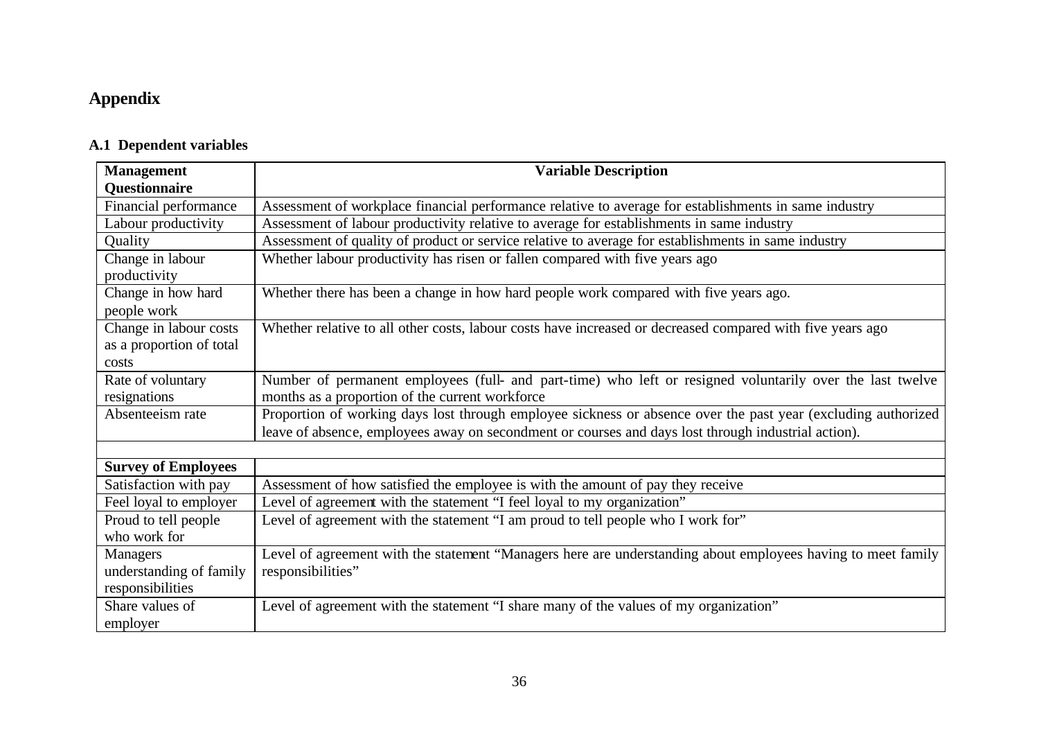# Appendix

## A.1 Dependent variables

| **Management Questionnaire** | **Variable Description** |
|---|---|
| Financial performance | Assessment of workplace financial performance relative to average for establishments in same industry |
| Labour productivity | Assessment of labour productivity relative to average for establishments in same industry |
| Quality | Assessment of quality of product or service relative to average for establishments in same industry |
| Change in labour productivity | Whether labour productivity has risen or fallen compared with five years ago |
| Change in how hard people work | Whether there has been a change in how hard people work compared with five years ago. |
| Change in labour costs as a proportion of total costs | Whether relative to all other costs, labour costs have increased or decreased compared with five years ago |
| Rate of voluntary resignations | Number of permanent employees (full- and part-time) who left or resigned voluntarily over the last twelve months as a proportion of the current workforce |
| Absenteeism rate | Proportion of working days lost through employee sickness or absence over the past year (excluding authorized leave of absence, employees away on secondment or courses and days lost through industrial action). |
| | |
| **Survey of Employees** | |
| Satisfaction with pay | Assessment of how satisfied the employee is with the amount of pay they receive |
| Feel loyal to employer | Level of agreement with the statement "I feel loyal to my organization" |
| Proud to tell people who work for | Level of agreement with the statement "I am proud to tell people who I work for" |
| Managers understanding of family responsibilities | Level of agreement with the statement "Managers here are understanding about employees having to meet family responsibilities" |
| Share values of employer | Level of agreement with the statement "I share many of the values of my organization" |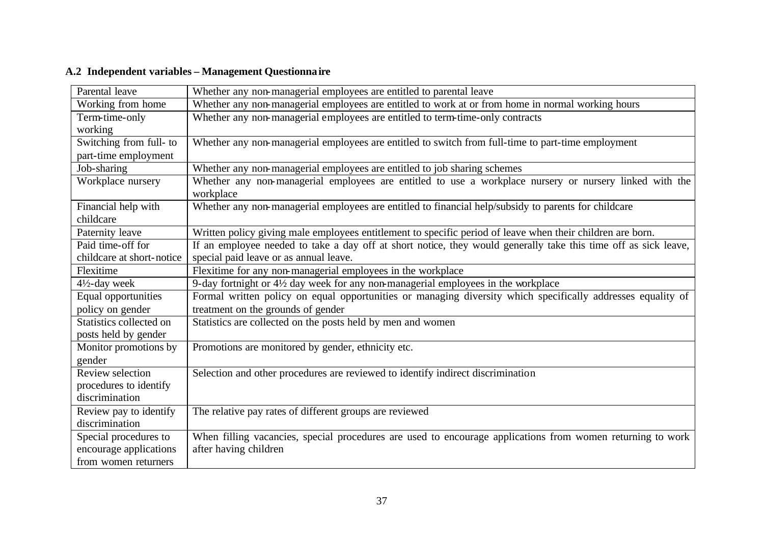### A.2 Independent variables – Management Questionnaire

| | |
|---|---|
| Parental leave | Whether any non-managerial employees are entitled to parental leave |
| Working from home | Whether any non-managerial employees are entitled to work at or from home in normal working hours |
| Term-time-only working | Whether any non-managerial employees are entitled to term-time-only contracts |
| Switching from full- to part-time employment | Whether any non-managerial employees are entitled to switch from full-time to part-time employment |
| Job-sharing | Whether any non-managerial employees are entitled to job sharing schemes |
| Workplace nursery | Whether any non-managerial employees are entitled to use a workplace nursery or nursery linked with the workplace |
| Financial help with childcare | Whether any non-managerial employees are entitled to financial help/subsidy to parents for childcare |
| Paternity leave | Written policy giving male employees entitlement to specific period of leave when their children are born. |
| Paid time-off for childcare at short-notice | If an employee needed to take a day off at short notice, they would generally take this time off as sick leave, special paid leave or as annual leave. |
| Flexitime | Flexitime for any non-managerial employees in the workplace |
| 4½-day week | 9-day fortnight or 4½ day week for any non-managerial employees in the workplace |
| Equal opportunities policy on gender | Formal written policy on equal opportunities or managing diversity which specifically addresses equality of treatment on the grounds of gender |
| Statistics collected on posts held by gender | Statistics are collected on the posts held by men and women |
| Monitor promotions by gender | Promotions are monitored by gender, ethnicity etc. |
| Review selection procedures to identify discrimination | Selection and other procedures are reviewed to identify indirect discrimination |
| Review pay to identify discrimination | The relative pay rates of different groups are reviewed |
| Special procedures to encourage applications from women returners | When filling vacancies, special procedures are used to encourage applications from women returning to work after having children |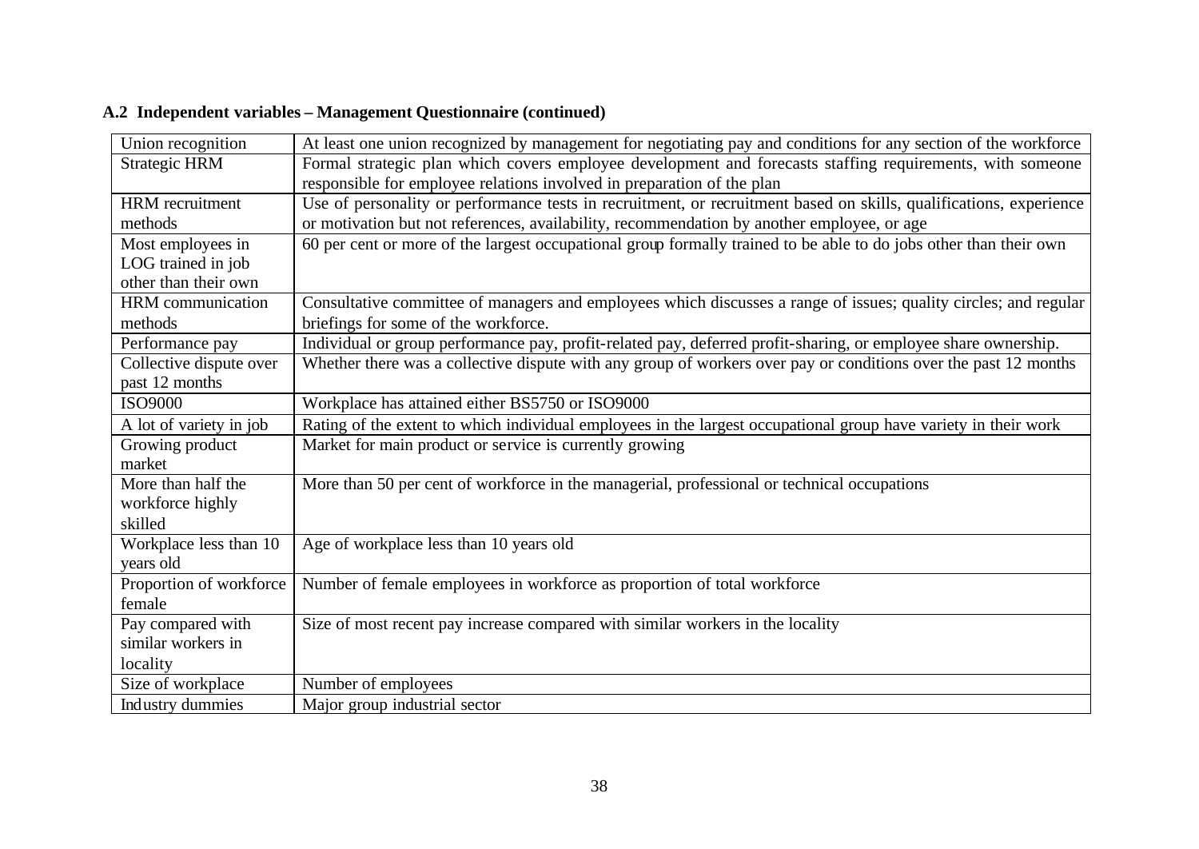### A.2 Independent variables – Management Questionnaire (continued)

| | |
|---|---|
| Union recognition | At least one union recognized by management for negotiating pay and conditions for any section of the workforce |
| Strategic HRM | Formal strategic plan which covers employee development and forecasts staffing requirements, with someone responsible for employee relations involved in preparation of the plan |
| HRM recruitment methods | Use of personality or performance tests in recruitment, or recruitment based on skills, qualifications, experience or motivation but not references, availability, recommendation by another employee, or age |
| Most employees in LOG trained in job other than their own | 60 per cent or more of the largest occupational group formally trained to be able to do jobs other than their own |
| HRM communication methods | Consultative committee of managers and employees which discusses a range of issues; quality circles; and regular briefings for some of the workforce. |
| Performance pay | Individual or group performance pay, profit-related pay, deferred profit-sharing, or employee share ownership. |
| Collective dispute over past 12 months | Whether there was a collective dispute with any group of workers over pay or conditions over the past 12 months |
| ISO9000 | Workplace has attained either BS5750 or ISO9000 |
| A lot of variety in job | Rating of the extent to which individual employees in the largest occupational group have variety in their work |
| Growing product market | Market for main product or service is currently growing |
| More than half the workforce highly skilled | More than 50 per cent of workforce in the managerial, professional or technical occupations |
| Workplace less than 10 years old | Age of workplace less than 10 years old |
| Proportion of workforce female | Number of female employees in workforce as proportion of total workforce |
| Pay compared with similar workers in locality | Size of most recent pay increase compared with similar workers in the locality |
| Size of workplace | Number of employees |
| Industry dummies | Major group industrial sector |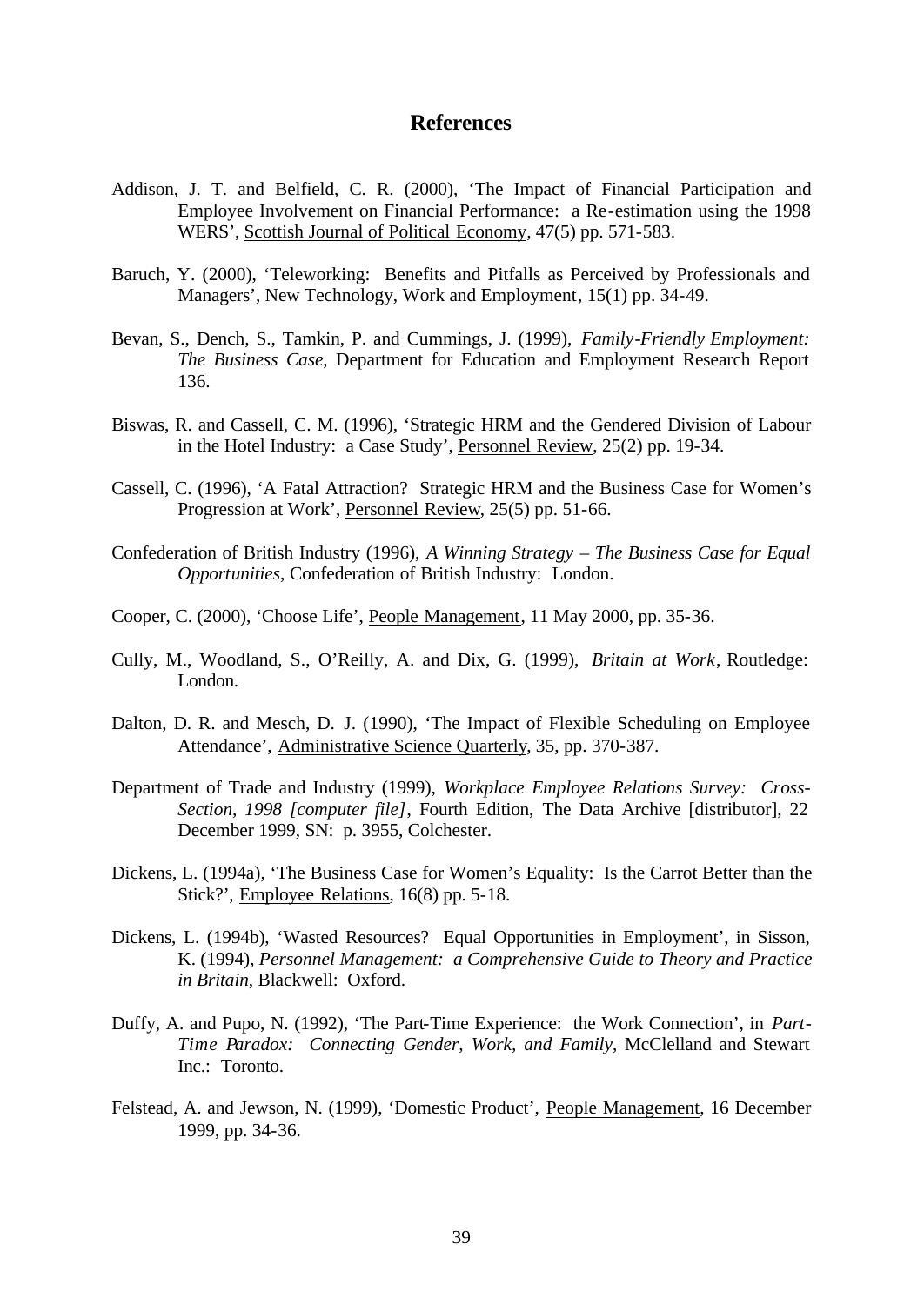## References

Addison, J. T. and Belfield, C. R. (2000), 'The Impact of Financial Participation and Employee Involvement on Financial Performance: a Re-estimation using the 1998 WERS', Scottish Journal of Political Economy, 47(5) pp. 571-583.

Baruch, Y. (2000), 'Teleworking: Benefits and Pitfalls as Perceived by Professionals and Managers', New Technology, Work and Employment, 15(1) pp. 34-49.

Bevan, S., Dench, S., Tamkin, P. and Cummings, J. (1999), *Family-Friendly Employment: The Business Case*, Department for Education and Employment Research Report 136.

Biswas, R. and Cassell, C. M. (1996), 'Strategic HRM and the Gendered Division of Labour in the Hotel Industry: a Case Study', Personnel Review, 25(2) pp. 19-34.

Cassell, C. (1996), 'A Fatal Attraction? Strategic HRM and the Business Case for Women's Progression at Work', Personnel Review, 25(5) pp. 51-66.

Confederation of British Industry (1996), *A Winning Strategy – The Business Case for Equal Opportunities*, Confederation of British Industry: London.

Cooper, C. (2000), 'Choose Life', People Management, 11 May 2000, pp. 35-36.

Cully, M., Woodland, S., O'Reilly, A. and Dix, G. (1999), *Britain at Work*, Routledge: London.

Dalton, D. R. and Mesch, D. J. (1990), 'The Impact of Flexible Scheduling on Employee Attendance', Administrative Science Quarterly, 35, pp. 370-387.

Department of Trade and Industry (1999), *Workplace Employee Relations Survey: Cross-Section, 1998 [computer file]*, Fourth Edition, The Data Archive [distributor], 22 December 1999, SN: p. 3955, Colchester.

Dickens, L. (1994a), 'The Business Case for Women's Equality: Is the Carrot Better than the Stick?', Employee Relations, 16(8) pp. 5-18.

Dickens, L. (1994b), 'Wasted Resources? Equal Opportunities in Employment', in Sisson, K. (1994), *Personnel Management: a Comprehensive Guide to Theory and Practice in Britain*, Blackwell: Oxford.

Duffy, A. and Pupo, N. (1992), 'The Part-Time Experience: the Work Connection', in *Part-Time Paradox: Connecting Gender, Work, and Family*, McClelland and Stewart Inc.: Toronto.

Felstead, A. and Jewson, N. (1999), 'Domestic Product', People Management, 16 December 1999, pp. 34-36.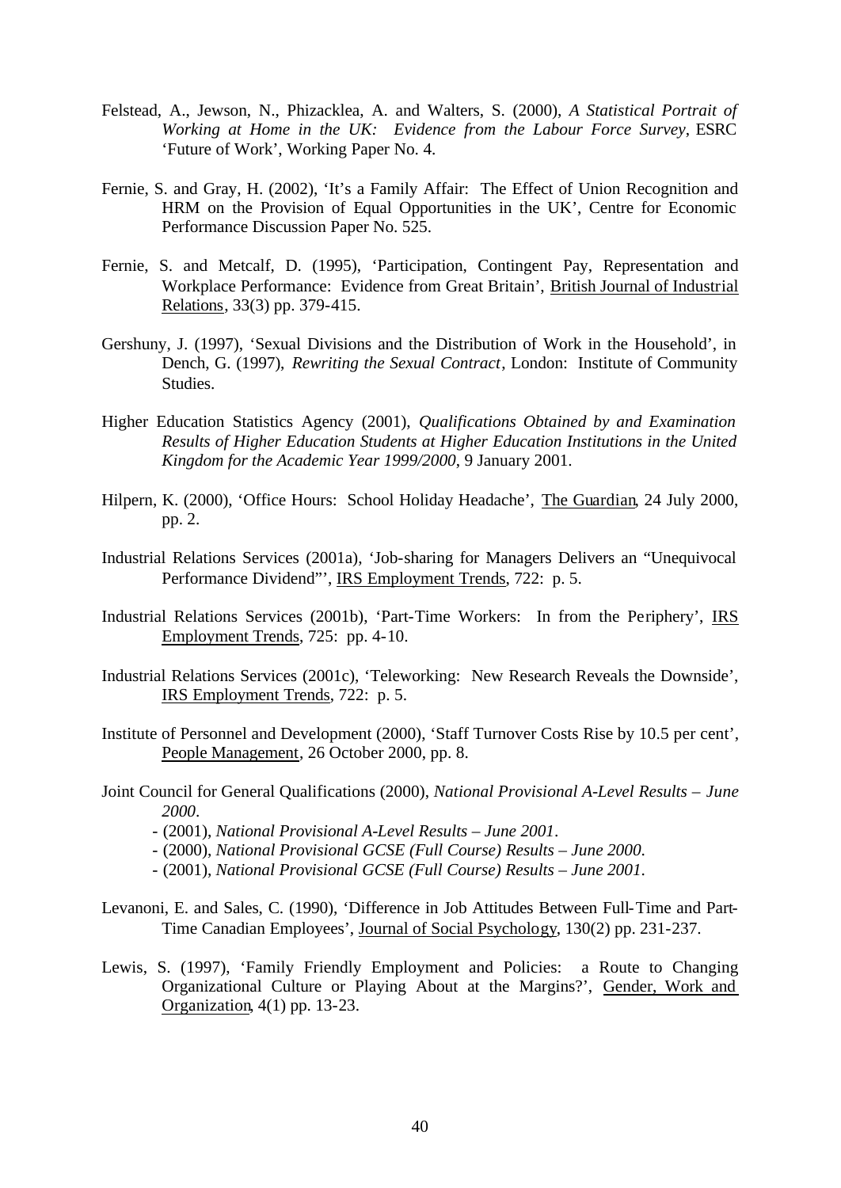Felstead, A., Jewson, N., Phizacklea, A. and Walters, S. (2000), *A Statistical Portrait of Working at Home in the UK: Evidence from the Labour Force Survey*, ESRC 'Future of Work', Working Paper No. 4.

Fernie, S. and Gray, H. (2002), 'It's a Family Affair: The Effect of Union Recognition and HRM on the Provision of Equal Opportunities in the UK', Centre for Economic Performance Discussion Paper No. 525.

Fernie, S. and Metcalf, D. (1995), 'Participation, Contingent Pay, Representation and Workplace Performance: Evidence from Great Britain', British Journal of Industrial Relations, 33(3) pp. 379-415.

Gershuny, J. (1997), 'Sexual Divisions and the Distribution of Work in the Household', in Dench, G. (1997), *Rewriting the Sexual Contract*, London: Institute of Community Studies.

Higher Education Statistics Agency (2001), *Qualifications Obtained by and Examination Results of Higher Education Students at Higher Education Institutions in the United Kingdom for the Academic Year 1999/2000*, 9 January 2001.

Hilpern, K. (2000), 'Office Hours: School Holiday Headache', The Guardian, 24 July 2000, pp. 2.

Industrial Relations Services (2001a), 'Job-sharing for Managers Delivers an "Unequivocal Performance Dividend"', IRS Employment Trends, 722: p. 5.

Industrial Relations Services (2001b), 'Part-Time Workers: In from the Periphery', IRS Employment Trends, 725: pp. 4-10.

Industrial Relations Services (2001c), 'Teleworking: New Research Reveals the Downside', IRS Employment Trends, 722: p. 5.

Institute of Personnel and Development (2000), 'Staff Turnover Costs Rise by 10.5 per cent', People Management, 26 October 2000, pp. 8.

Joint Council for General Qualifications (2000), *National Provisional A-Level Results – June 2000*.
- (2001), *National Provisional A-Level Results – June 2001*.
- (2000), *National Provisional GCSE (Full Course) Results – June 2000*.
- (2001), *National Provisional GCSE (Full Course) Results – June 2001*.

Levanoni, E. and Sales, C. (1990), 'Difference in Job Attitudes Between Full-Time and Part-Time Canadian Employees', Journal of Social Psychology, 130(2) pp. 231-237.

Lewis, S. (1997), 'Family Friendly Employment and Policies: a Route to Changing Organizational Culture or Playing About at the Margins?', Gender, Work and Organization, 4(1) pp. 13-23.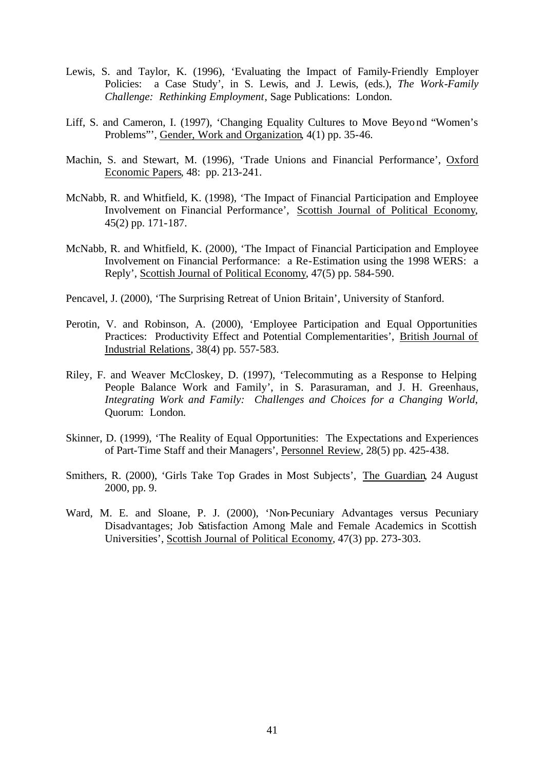Lewis, S. and Taylor, K. (1996), 'Evaluating the Impact of Family-Friendly Employer Policies: a Case Study', in S. Lewis, and J. Lewis, (eds.), *The Work-Family Challenge: Rethinking Employment*, Sage Publications: London.

Liff, S. and Cameron, I. (1997), 'Changing Equality Cultures to Move Beyond "Women's Problems"', Gender, Work and Organization, 4(1) pp. 35-46.

Machin, S. and Stewart, M. (1996), 'Trade Unions and Financial Performance', Oxford Economic Papers, 48: pp. 213-241.

McNabb, R. and Whitfield, K. (1998), 'The Impact of Financial Participation and Employee Involvement on Financial Performance', Scottish Journal of Political Economy, 45(2) pp. 171-187.

McNabb, R. and Whitfield, K. (2000), 'The Impact of Financial Participation and Employee Involvement on Financial Performance: a Re-Estimation using the 1998 WERS: a Reply', Scottish Journal of Political Economy, 47(5) pp. 584-590.

Pencavel, J. (2000), 'The Surprising Retreat of Union Britain', University of Stanford.

Perotin, V. and Robinson, A. (2000), 'Employee Participation and Equal Opportunities Practices: Productivity Effect and Potential Complementarities', British Journal of Industrial Relations, 38(4) pp. 557-583.

Riley, F. and Weaver McCloskey, D. (1997), 'Telecommuting as a Response to Helping People Balance Work and Family', in S. Parasuraman, and J. H. Greenhaus, *Integrating Work and Family: Challenges and Choices for a Changing World*, Quorum: London.

Skinner, D. (1999), 'The Reality of Equal Opportunities: The Expectations and Experiences of Part-Time Staff and their Managers', Personnel Review, 28(5) pp. 425-438.

Smithers, R. (2000), 'Girls Take Top Grades in Most Subjects', The Guardian, 24 August 2000, pp. 9.

Ward, M. E. and Sloane, P. J. (2000), 'Non-Pecuniary Advantages versus Pecuniary Disadvantages; Job Satisfaction Among Male and Female Academics in Scottish Universities', Scottish Journal of Political Economy, 47(3) pp. 273-303.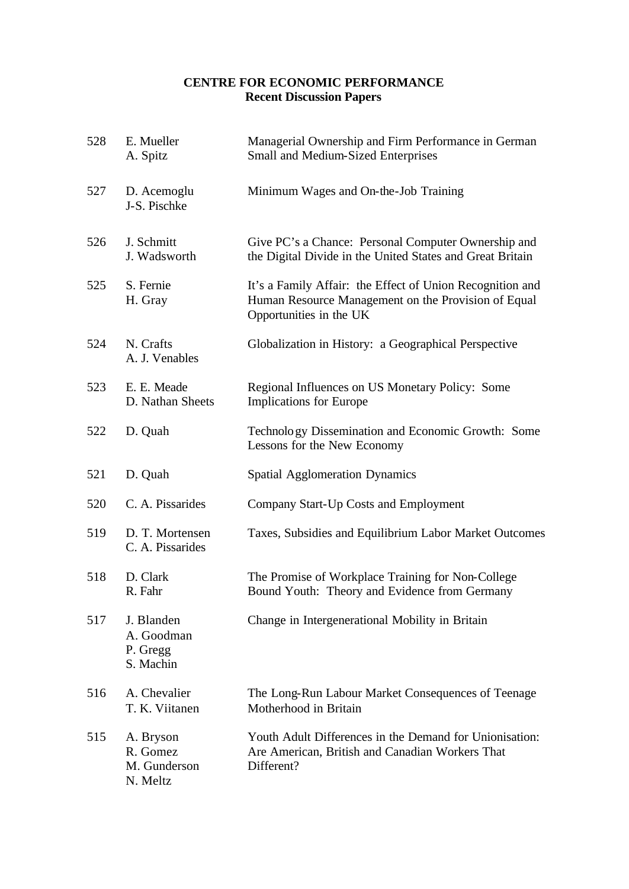**CENTRE FOR ECONOMIC PERFORMANCE**
**Recent Discussion Papers**

| | | |
|---|---|---|
| 528 | E. Mueller<br>A. Spitz | Managerial Ownership and Firm Performance in German Small and Medium-Sized Enterprises |
| 527 | D. Acemoglu<br>J-S. Pischke | Minimum Wages and On-the-Job Training |
| 526 | J. Schmitt<br>J. Wadsworth | Give PC's a Chance: Personal Computer Ownership and the Digital Divide in the United States and Great Britain |
| 525 | S. Fernie<br>H. Gray | It's a Family Affair: the Effect of Union Recognition and Human Resource Management on the Provision of Equal Opportunities in the UK |
| 524 | N. Crafts<br>A. J. Venables | Globalization in History: a Geographical Perspective |
| 523 | E. E. Meade<br>D. Nathan Sheets | Regional Influences on US Monetary Policy: Some Implications for Europe |
| 522 | D. Quah | Technology Dissemination and Economic Growth: Some Lessons for the New Economy |
| 521 | D. Quah | Spatial Agglomeration Dynamics |
| 520 | C. A. Pissarides | Company Start-Up Costs and Employment |
| 519 | D. T. Mortensen<br>C. A. Pissarides | Taxes, Subsidies and Equilibrium Labor Market Outcomes |
| 518 | D. Clark<br>R. Fahr | The Promise of Workplace Training for Non-College Bound Youth: Theory and Evidence from Germany |
| 517 | J. Blanden<br>A. Goodman<br>P. Gregg<br>S. Machin | Change in Intergenerational Mobility in Britain |
| 516 | A. Chevalier<br>T. K. Viitanen | The Long-Run Labour Market Consequences of Teenage Motherhood in Britain |
| 515 | A. Bryson<br>R. Gomez<br>M. Gunderson<br>N. Meltz | Youth Adult Differences in the Demand for Unionisation: Are American, British and Canadian Workers That Different? |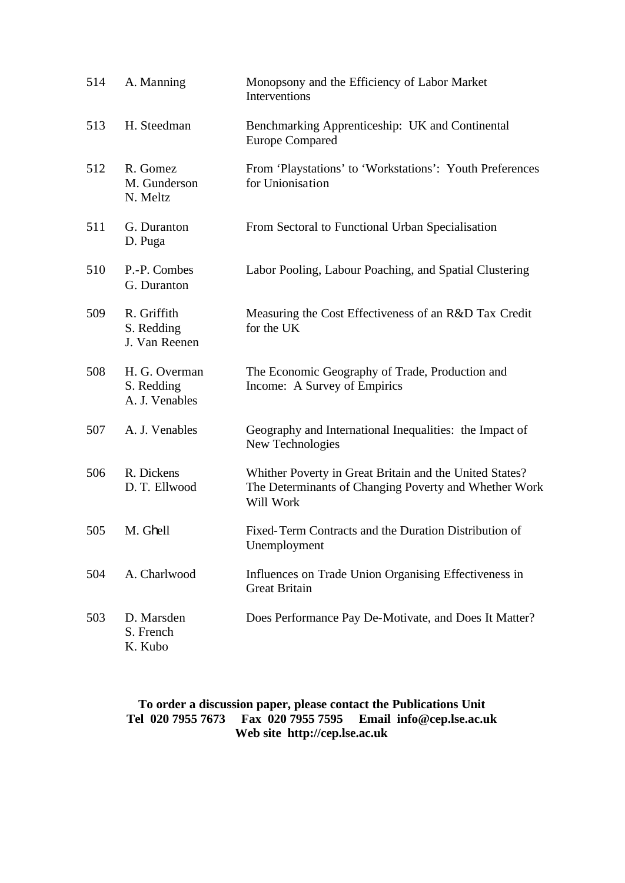| | | |
|---|---|---|
| 514 | A. Manning | Monopsony and the Efficiency of Labor Market Interventions |
| 513 | H. Steedman | Benchmarking Apprenticeship: UK and Continental Europe Compared |
| 512 | R. Gomez<br>M. Gunderson<br>N. Meltz | From 'Playstations' to 'Workstations': Youth Preferences for Unionisation |
| 511 | G. Duranton<br>D. Puga | From Sectoral to Functional Urban Specialisation |
| 510 | P.-P. Combes<br>G. Duranton | Labor Pooling, Labour Poaching, and Spatial Clustering |
| 509 | R. Griffith<br>S. Redding<br>J. Van Reenen | Measuring the Cost Effectiveness of an R&D Tax Credit for the UK |
| 508 | H. G. Overman<br>S. Redding<br>A. J. Venables | The Economic Geography of Trade, Production and Income: A Survey of Empirics |
| 507 | A. J. Venables | Geography and International Inequalities: the Impact of New Technologies |
| 506 | R. Dickens<br>D. T. Ellwood | Whither Poverty in Great Britain and the United States? The Determinants of Changing Poverty and Whether Work Will Work |
| 505 | M. Ghell | Fixed-Term Contracts and the Duration Distribution of Unemployment |
| 504 | A. Charlwood | Influences on Trade Union Organising Effectiveness in Great Britain |
| 503 | D. Marsden<br>S. French<br>K. Kubo | Does Performance Pay De-Motivate, and Does It Matter? |

**To order a discussion paper, please contact the Publications Unit**
**Tel 020 7955 7673 Fax 020 7955 7595 Email info@cep.lse.ac.uk**
**Web site http://cep.lse.ac.uk**